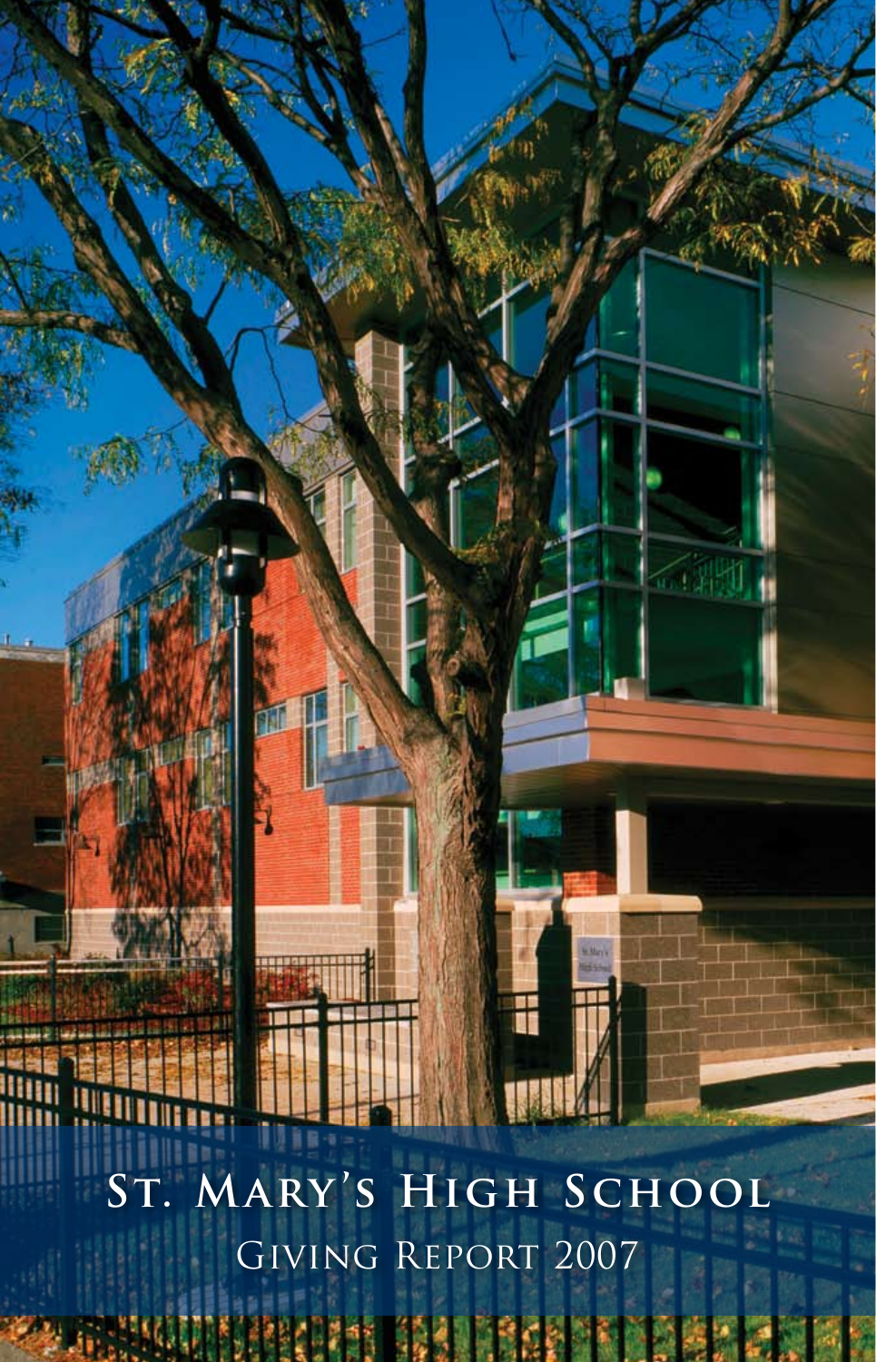# St. Mary's High School

## Giving Report 2007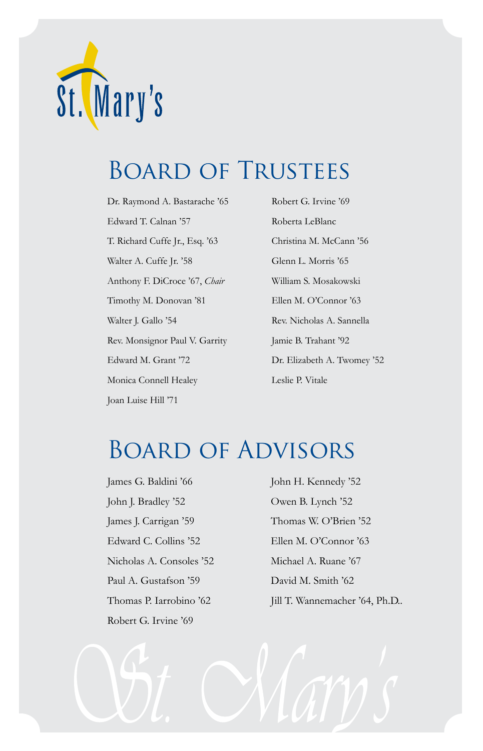St. Mary's

# Board of Trustees

Dr. Raymond A. Bastarache '65
Edward T. Calnan '57
T. Richard Cuffe Jr., Esq. '63
Walter A. Cuffe Jr. '58
Anthony F. DiCroce '67, *Chair*
Timothy M. Donovan '81
Walter J. Gallo '54
Rev. Monsignor Paul V. Garrity
Edward M. Grant '72
Monica Connell Healey
Joan Luise Hill '71
Robert G. Irvine '69
Roberta LeBlanc
Christina M. McCann '56
Glenn L. Morris '65
William S. Mosakowski
Ellen M. O'Connor '63
Rev. Nicholas A. Sannella
Jamie B. Trahant '92
Dr. Elizabeth A. Twomey '52
Leslie P. Vitale

# Board of Advisors

James G. Baldini '66
John J. Bradley '52
James J. Carrigan '59
Edward C. Collins '52
Nicholas A. Consoles '52
Paul A. Gustafson '59
Thomas P. Iarrobino '62
Robert G. Irvine '69
John H. Kennedy '52
Owen B. Lynch '52
Thomas W. O'Brien '52
Ellen M. O'Connor '63
Michael A. Ruane '67
David M. Smith '62
Jill T. Wannemacher '64, Ph.D..

St. Mary's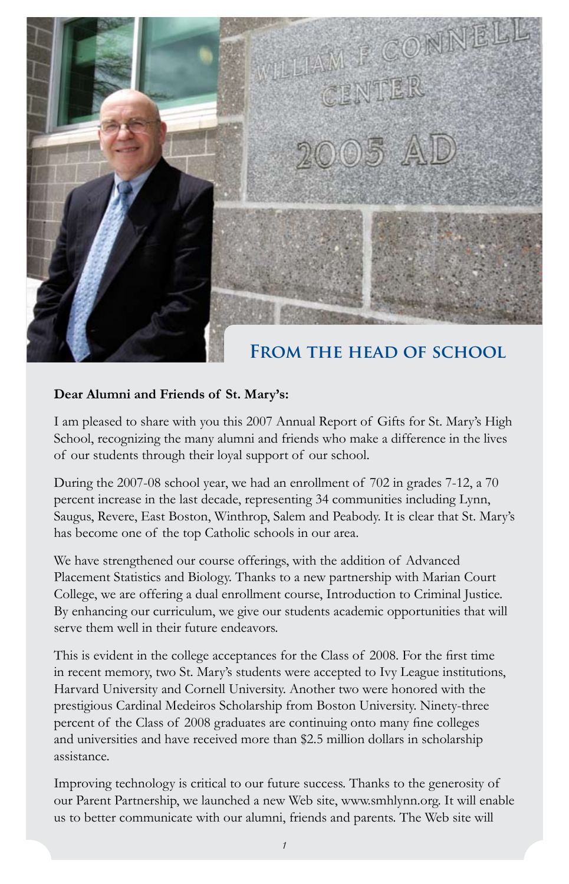## From the Head of School

**Dear Alumni and Friends of St. Mary's:**

I am pleased to share with you this 2007 Annual Report of Gifts for St. Mary's High School, recognizing the many alumni and friends who make a difference in the lives of our students through their loyal support of our school.

During the 2007-08 school year, we had an enrollment of 702 in grades 7-12, a 70 percent increase in the last decade, representing 34 communities including Lynn, Saugus, Revere, East Boston, Winthrop, Salem and Peabody. It is clear that St. Mary's has become one of the top Catholic schools in our area.

We have strengthened our course offerings, with the addition of Advanced Placement Statistics and Biology. Thanks to a new partnership with Marian Court College, we are offering a dual enrollment course, Introduction to Criminal Justice. By enhancing our curriculum, we give our students academic opportunities that will serve them well in their future endeavors.

This is evident in the college acceptances for the Class of 2008. For the first time in recent memory, two St. Mary's students were accepted to Ivy League institutions, Harvard University and Cornell University. Another two were honored with the prestigious Cardinal Medeiros Scholarship from Boston University. Ninety-three percent of the Class of 2008 graduates are continuing onto many fine colleges and universities and have received more than $2.5 million dollars in scholarship assistance.

Improving technology is critical to our future success. Thanks to the generosity of our Parent Partnership, we launched a new Web site, www.smhlynn.org. It will enable us to better communicate with our alumni, friends and parents. The Web site will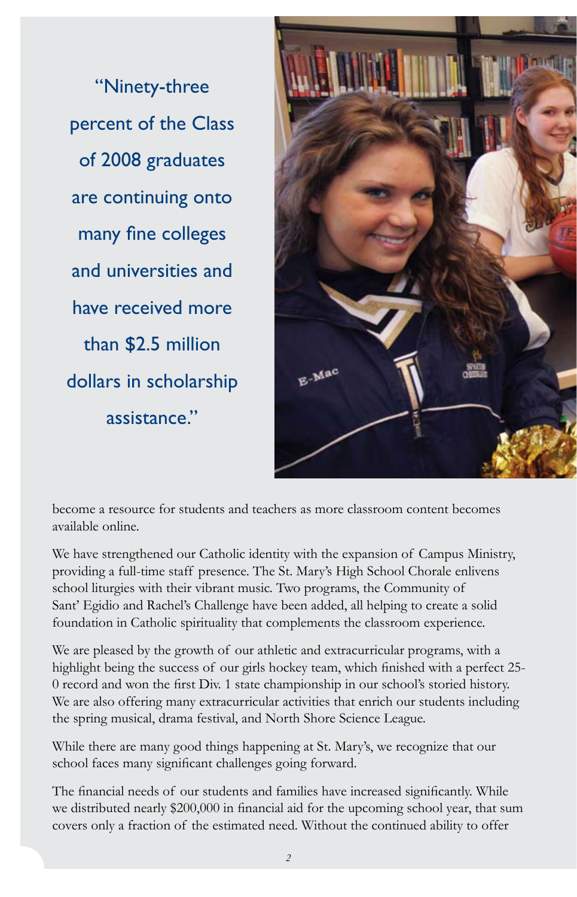> "Ninety-three percent of the Class of 2008 graduates are continuing onto many fine colleges and universities and have received more than $2.5 million dollars in scholarship assistance."

become a resource for students and teachers as more classroom content becomes available online.

We have strengthened our Catholic identity with the expansion of Campus Ministry, providing a full-time staff presence. The St. Mary's High School Chorale enlivens school liturgies with their vibrant music. Two programs, the Community of Sant' Egidio and Rachel's Challenge have been added, all helping to create a solid foundation in Catholic spirituality that complements the classroom experience.

We are pleased by the growth of our athletic and extracurricular programs, with a highlight being the success of our girls hockey team, which finished with a perfect 25-0 record and won the first Div. 1 state championship in our school's storied history. We are also offering many extracurricular activities that enrich our students including the spring musical, drama festival, and North Shore Science League.

While there are many good things happening at St. Mary's, we recognize that our school faces many significant challenges going forward.

The financial needs of our students and families have increased significantly. While we distributed nearly $200,000 in financial aid for the upcoming school year, that sum covers only a fraction of the estimated need. Without the continued ability to offer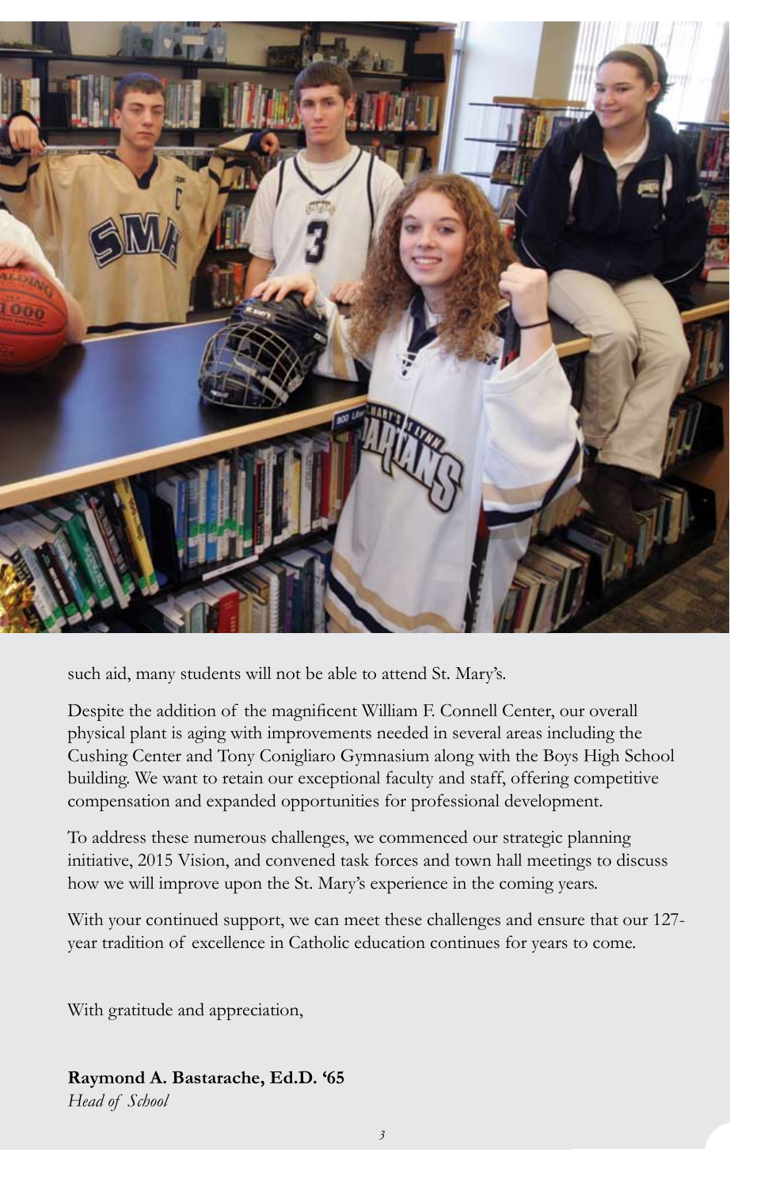such aid, many students will not be able to attend St. Mary's.

Despite the addition of the magnificent William F. Connell Center, our overall physical plant is aging with improvements needed in several areas including the Cushing Center and Tony Conigliaro Gymnasium along with the Boys High School building. We want to retain our exceptional faculty and staff, offering competitive compensation and expanded opportunities for professional development.

To address these numerous challenges, we commenced our strategic planning initiative, 2015 Vision, and convened task forces and town hall meetings to discuss how we will improve upon the St. Mary's experience in the coming years.

With your continued support, we can meet these challenges and ensure that our 127-year tradition of excellence in Catholic education continues for years to come.

With gratitude and appreciation,

**Raymond A. Bastarache, Ed.D. '65**
*Head of School*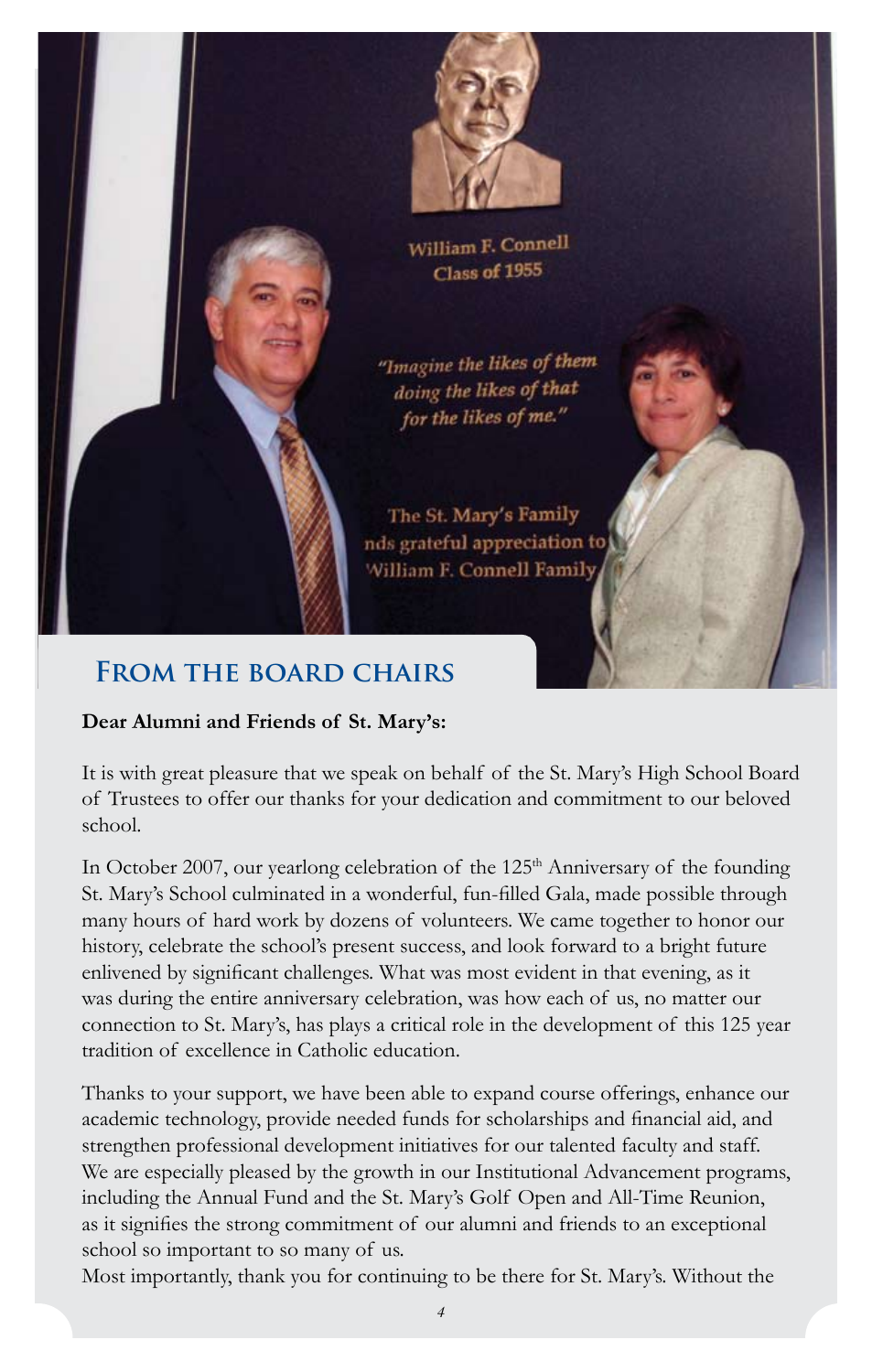## From the Board Chairs

**Dear Alumni and Friends of St. Mary's:**

It is with great pleasure that we speak on behalf of the St. Mary's High School Board of Trustees to offer our thanks for your dedication and commitment to our beloved school.

In October 2007, our yearlong celebration of the 125th Anniversary of the founding St. Mary's School culminated in a wonderful, fun-filled Gala, made possible through many hours of hard work by dozens of volunteers. We came together to honor our history, celebrate the school's present success, and look forward to a bright future enlivened by significant challenges. What was most evident in that evening, as it was during the entire anniversary celebration, was how each of us, no matter our connection to St. Mary's, has plays a critical role in the development of this 125 year tradition of excellence in Catholic education.

Thanks to your support, we have been able to expand course offerings, enhance our academic technology, provide needed funds for scholarships and financial aid, and strengthen professional development initiatives for our talented faculty and staff. We are especially pleased by the growth in our Institutional Advancement programs, including the Annual Fund and the St. Mary's Golf Open and All-Time Reunion, as it signifies the strong commitment of our alumni and friends to an exceptional school so important to so many of us.

Most importantly, thank you for continuing to be there for St. Mary's. Without the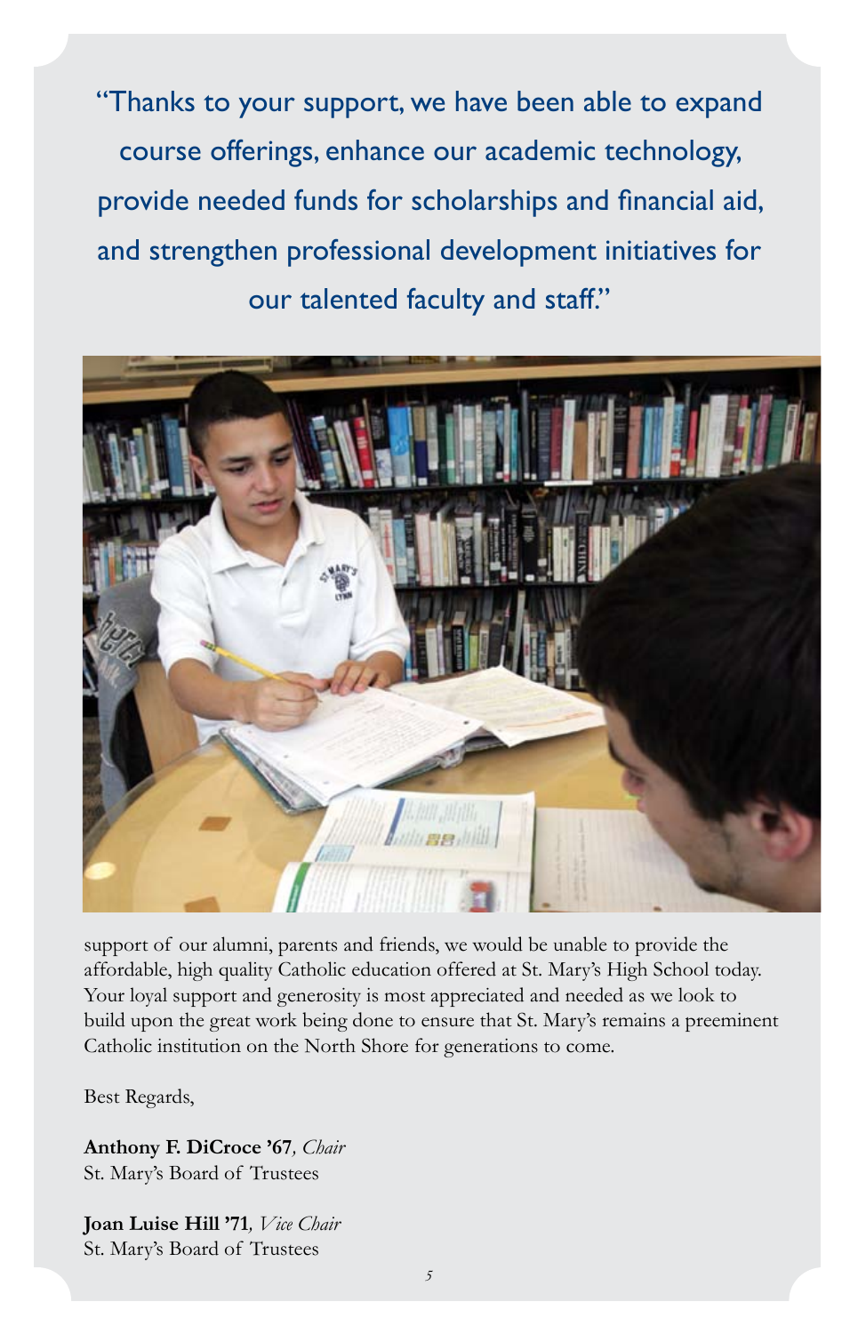"Thanks to your support, we have been able to expand course offerings, enhance our academic technology, provide needed funds for scholarships and financial aid, and strengthen professional development initiatives for our talented faculty and staff."

support of our alumni, parents and friends, we would be unable to provide the affordable, high quality Catholic education offered at St. Mary's High School today. Your loyal support and generosity is most appreciated and needed as we look to build upon the great work being done to ensure that St. Mary's remains a preeminent Catholic institution on the North Shore for generations to come.

Best Regards,

**Anthony F. DiCroce '67**, *Chair*
St. Mary's Board of Trustees

**Joan Luise Hill '71**, *Vice Chair*
St. Mary's Board of Trustees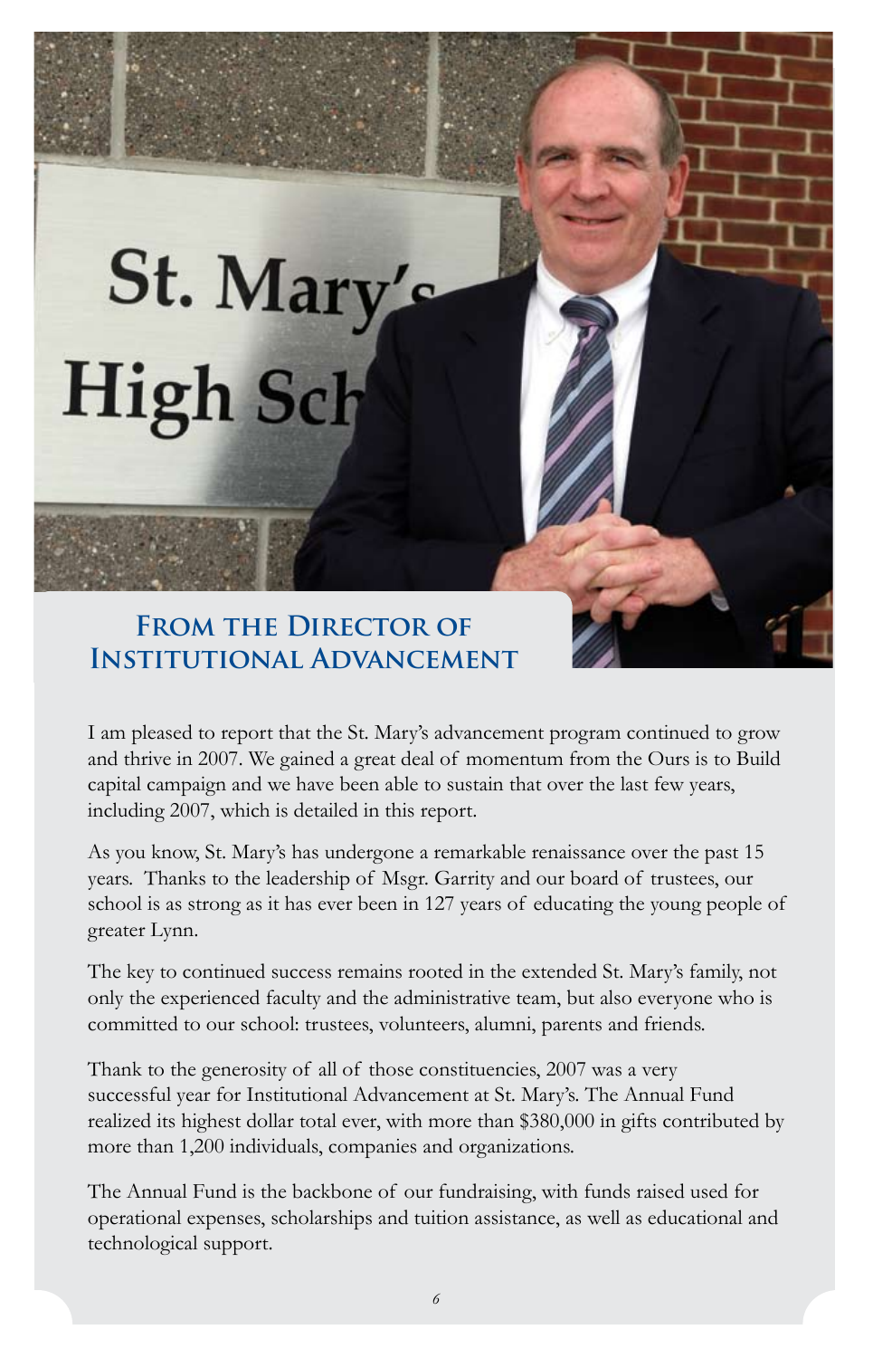## From the Director of Institutional Advancement

I am pleased to report that the St. Mary's advancement program continued to grow and thrive in 2007. We gained a great deal of momentum from the Ours is to Build capital campaign and we have been able to sustain that over the last few years, including 2007, which is detailed in this report.

As you know, St. Mary's has undergone a remarkable renaissance over the past 15 years. Thanks to the leadership of Msgr. Garrity and our board of trustees, our school is as strong as it has ever been in 127 years of educating the young people of greater Lynn.

The key to continued success remains rooted in the extended St. Mary's family, not only the experienced faculty and the administrative team, but also everyone who is committed to our school: trustees, volunteers, alumni, parents and friends.

Thank to the generosity of all of those constituencies, 2007 was a very successful year for Institutional Advancement at St. Mary's. The Annual Fund realized its highest dollar total ever, with more than $380,000 in gifts contributed by more than 1,200 individuals, companies and organizations.

The Annual Fund is the backbone of our fundraising, with funds raised used for operational expenses, scholarships and tuition assistance, as well as educational and technological support.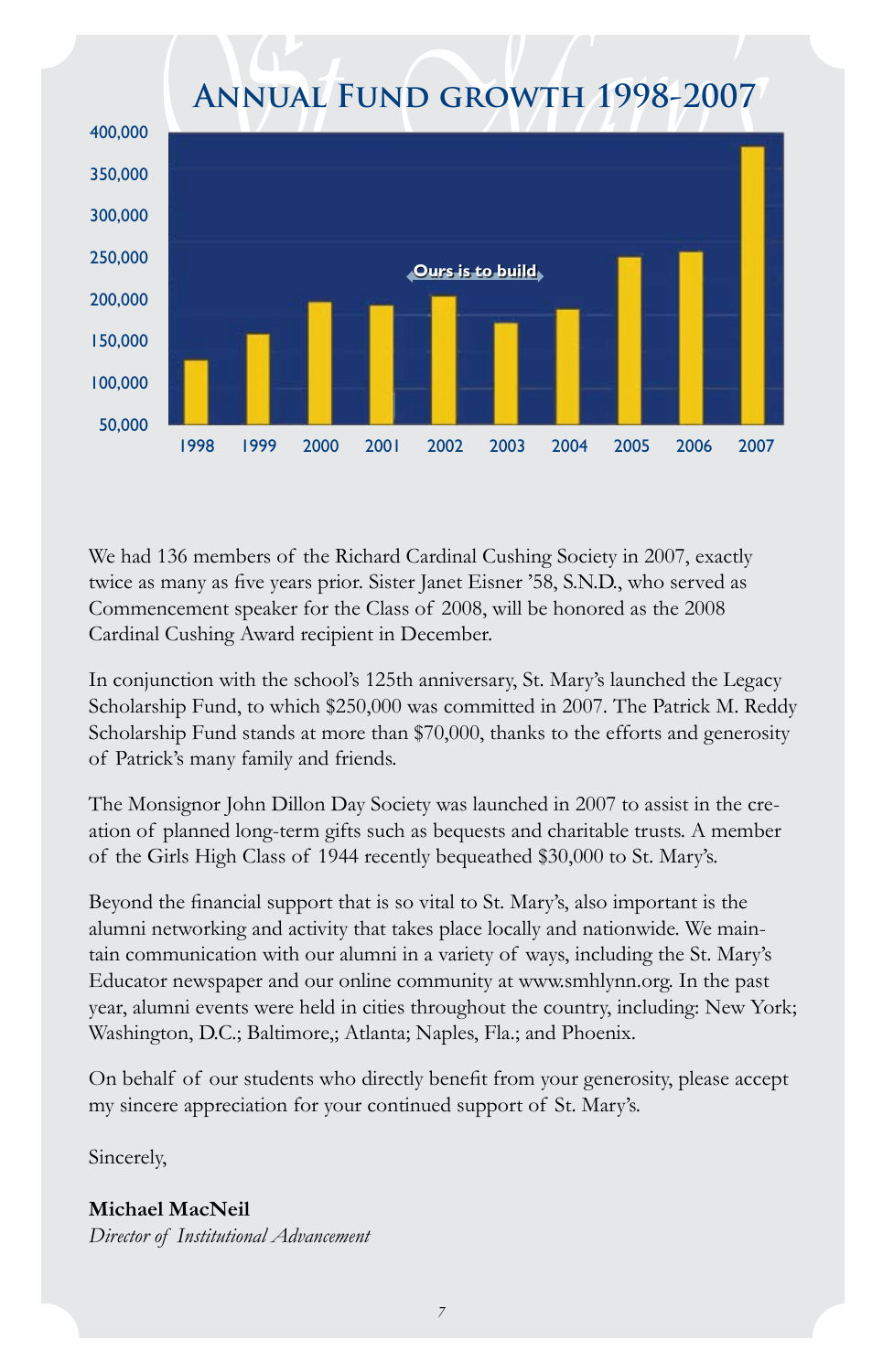## Annual Fund growth 1998-2007

We had 136 members of the Richard Cardinal Cushing Society in 2007, exactly twice as many as five years prior. Sister Janet Eisner '58, S.N.D., who served as Commencement speaker for the Class of 2008, will be honored as the 2008 Cardinal Cushing Award recipient in December.

In conjunction with the school's 125th anniversary, St. Mary's launched the Legacy Scholarship Fund, to which $250,000 was committed in 2007. The Patrick M. Reddy Scholarship Fund stands at more than $70,000, thanks to the efforts and generosity of Patrick's many family and friends.

The Monsignor John Dillon Day Society was launched in 2007 to assist in the creation of planned long-term gifts such as bequests and charitable trusts. A member of the Girls High Class of 1944 recently bequeathed $30,000 to St. Mary's.

Beyond the financial support that is so vital to St. Mary's, also important is the alumni networking and activity that takes place locally and nationwide. We maintain communication with our alumni in a variety of ways, including the St. Mary's Educator newspaper and our online community at www.smhlynn.org. In the past year, alumni events were held in cities throughout the country, including: New York; Washington, D.C.; Baltimore,; Atlanta; Naples, Fla.; and Phoenix.

On behalf of our students who directly benefit from your generosity, please accept my sincere appreciation for your continued support of St. Mary's.

Sincerely,

**Michael MacNeil**
*Director of Institutional Advancement*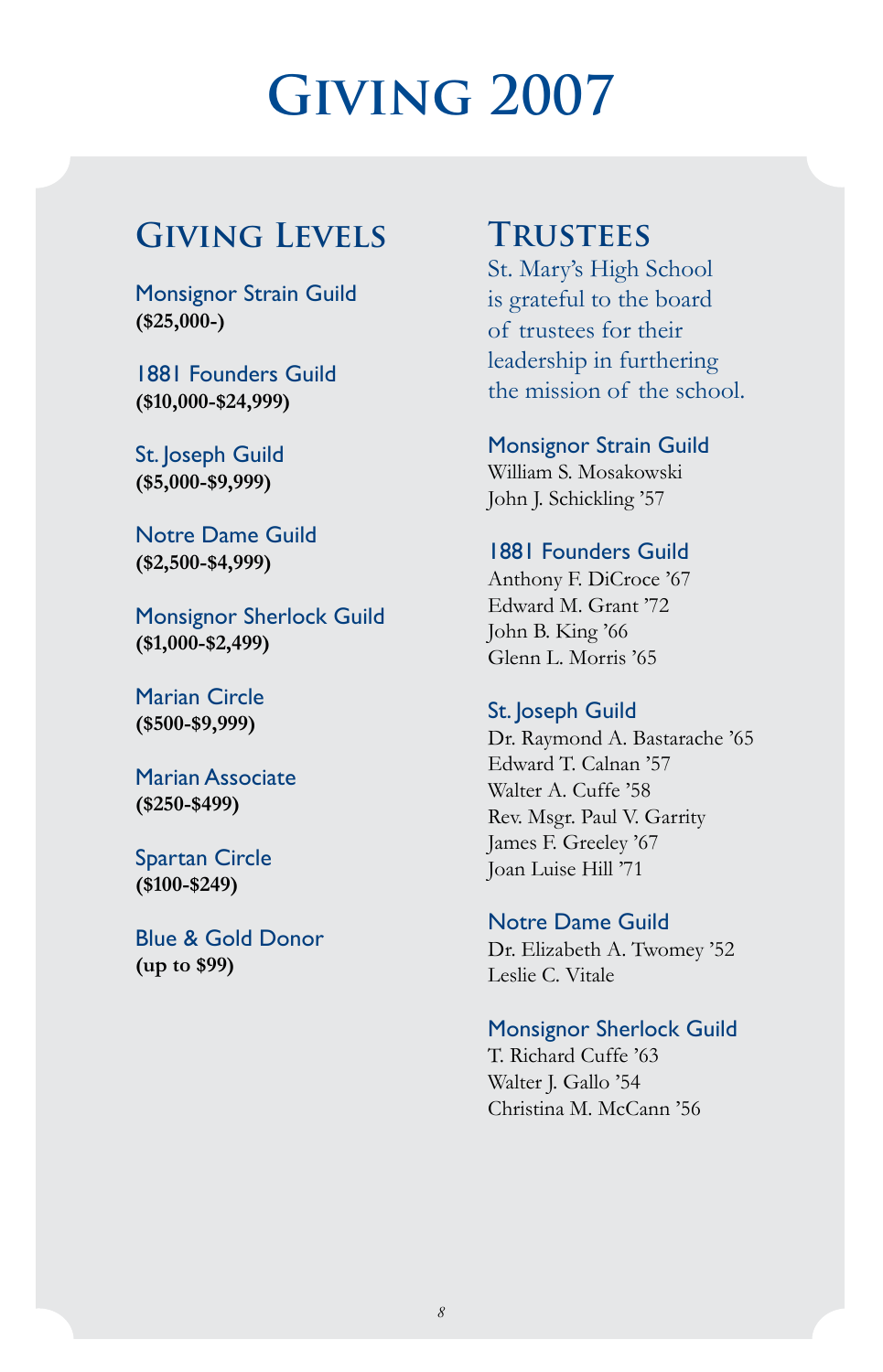# Giving 2007

## Giving Levels

### Monsignor Strain Guild
**($25,000-)**

### 1881 Founders Guild
**($10,000-$24,999)**

### St. Joseph Guild
**($5,000-$9,999)**

### Notre Dame Guild
**($2,500-$4,999)**

### Monsignor Sherlock Guild
**($1,000-$2,499)**

### Marian Circle
**($500-$9,999)**

### Marian Associate
**($250-$499)**

### Spartan Circle
**($100-$249)**

### Blue & Gold Donor
**(up to $99)**

## Trustees

St. Mary's High School is grateful to the board of trustees for their leadership in furthering the mission of the school.

### Monsignor Strain Guild
William S. Mosakowski
John J. Schickling '57

### 1881 Founders Guild
Anthony F. DiCroce '67
Edward M. Grant '72
John B. King '66
Glenn L. Morris '65

### St. Joseph Guild
Dr. Raymond A. Bastarache '65
Edward T. Calnan '57
Walter A. Cuffe '58
Rev. Msgr. Paul V. Garrity
James F. Greeley '67
Joan Luise Hill '71

### Notre Dame Guild
Dr. Elizabeth A. Twomey '52
Leslie C. Vitale

### Monsignor Sherlock Guild
T. Richard Cuffe '63
Walter J. Gallo '54
Christina M. McCann '56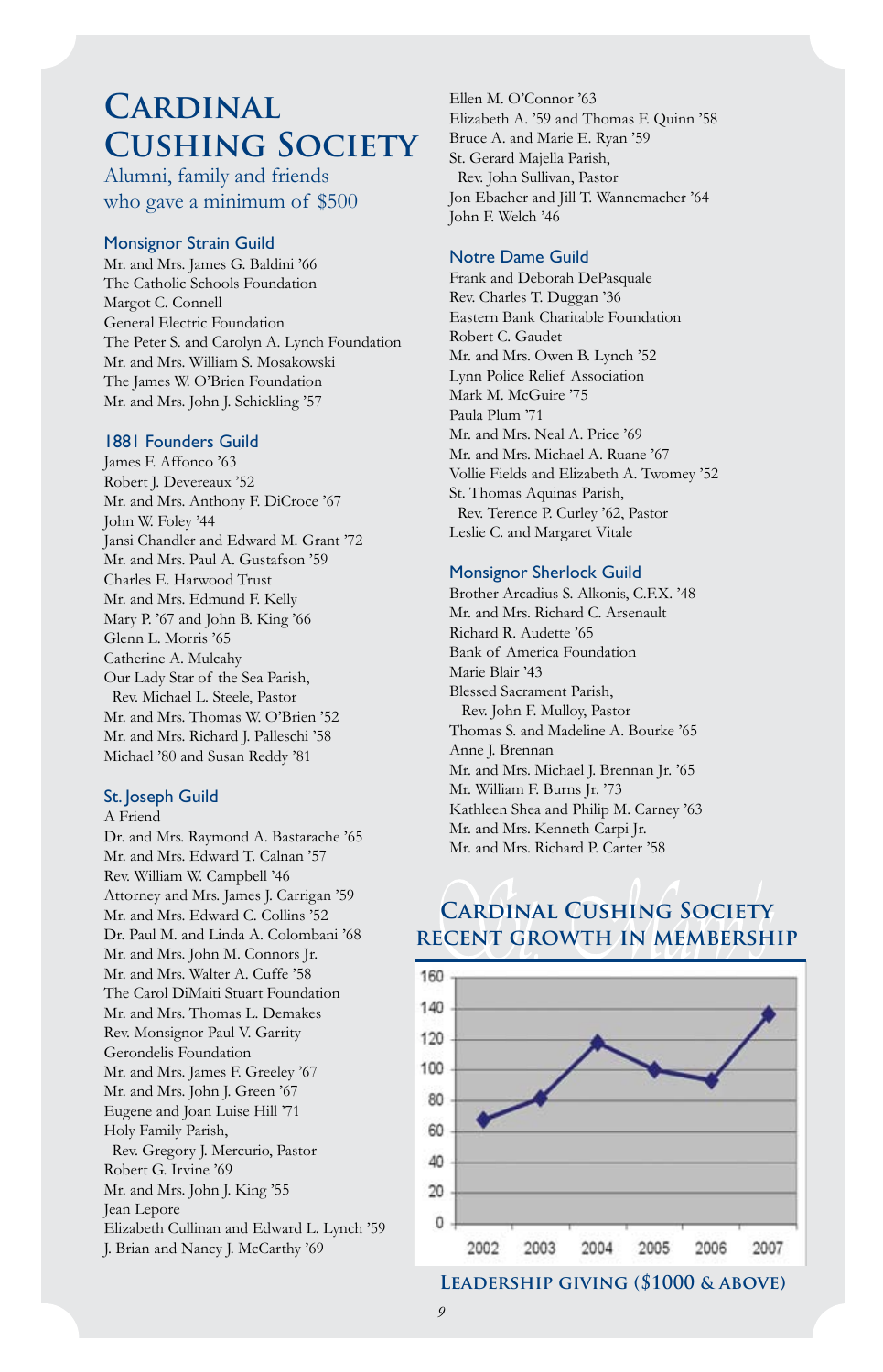# Cardinal Cushing Society

Alumni, family and friends who gave a minimum of $500

### Monsignor Strain Guild

Mr. and Mrs. James G. Baldini '66
The Catholic Schools Foundation
Margot C. Connell
General Electric Foundation
The Peter S. and Carolyn A. Lynch Foundation
Mr. and Mrs. William S. Mosakowski
The James W. O'Brien Foundation
Mr. and Mrs. John J. Schickling '57

### 1881 Founders Guild

James F. Affonco '63
Robert J. Devereaux '52
Mr. and Mrs. Anthony F. DiCroce '67
John W. Foley '44
Jansi Chandler and Edward M. Grant '72
Mr. and Mrs. Paul A. Gustafson '59
Charles E. Harwood Trust
Mr. and Mrs. Edmund F. Kelly
Mary P. '67 and John B. King '66
Glenn L. Morris '65
Catherine A. Mulcahy
Our Lady Star of the Sea Parish,
Rev. Michael L. Steele, Pastor
Mr. and Mrs. Thomas W. O'Brien '52
Mr. and Mrs. Richard J. Palleschi '58
Michael '80 and Susan Reddy '81

### St. Joseph Guild

A Friend
Dr. and Mrs. Raymond A. Bastarache '65
Mr. and Mrs. Edward T. Calnan '57
Rev. William W. Campbell '46
Attorney and Mrs. James J. Carrigan '59
Mr. and Mrs. Edward C. Collins '52
Dr. Paul M. and Linda A. Colombani '68
Mr. and Mrs. John M. Connors Jr.
Mr. and Mrs. Walter A. Cuffe '58
The Carol DiMaiti Stuart Foundation
Mr. and Mrs. Thomas L. Demakes
Rev. Monsignor Paul V. Garrity
Gerondelis Foundation
Mr. and Mrs. James F. Greeley '67
Mr. and Mrs. John J. Green '67
Eugene and Joan Luise Hill '71
Holy Family Parish,
Rev. Gregory J. Mercurio, Pastor
Robert G. Irvine '69
Mr. and Mrs. John J. King '55
Jean Lepore
Elizabeth Cullinan and Edward L. Lynch '59
J. Brian and Nancy J. McCarthy '69
Ellen M. O'Connor '63
Elizabeth A. '59 and Thomas F. Quinn '58
Bruce A. and Marie E. Ryan '59
St. Gerard Majella Parish,
Rev. John Sullivan, Pastor
Jon Ebacher and Jill T. Wannemacher '64
John F. Welch '46

### Notre Dame Guild

Frank and Deborah DePasquale
Rev. Charles T. Duggan '36
Eastern Bank Charitable Foundation
Robert C. Gaudet
Mr. and Mrs. Owen B. Lynch '52
Lynn Police Relief Association
Mark M. McGuire '75
Paula Plum '71
Mr. and Mrs. Neal A. Price '69
Mr. and Mrs. Michael A. Ruane '67
Vollie Fields and Elizabeth A. Twomey '52
St. Thomas Aquinas Parish,
Rev. Terence P. Curley '62, Pastor
Leslie C. and Margaret Vitale

### Monsignor Sherlock Guild

Brother Arcadius S. Alkonis, C.F.X. '48
Mr. and Mrs. Richard C. Arsenault
Richard R. Audette '65
Bank of America Foundation
Marie Blair '43
Blessed Sacrament Parish,
Rev. John F. Mulloy, Pastor
Thomas S. and Madeline A. Bourke '65
Anne J. Brennan
Mr. and Mrs. Michael J. Brennan Jr. '65
Mr. William F. Burns Jr. '73
Kathleen Shea and Philip M. Carney '63
Mr. and Mrs. Kenneth Carpi Jr.
Mr. and Mrs. Richard P. Carter '58

## Cardinal Cushing Society Recent Growth in Membership

| Year | Members |
|---|---|
| 2002 | 68 |
| 2003 | 82 |
| 2004 | 118 |
| 2005 | 101 |
| 2006 | 93 |
| 2007 | 137 |

Leadership giving ($1000 & above)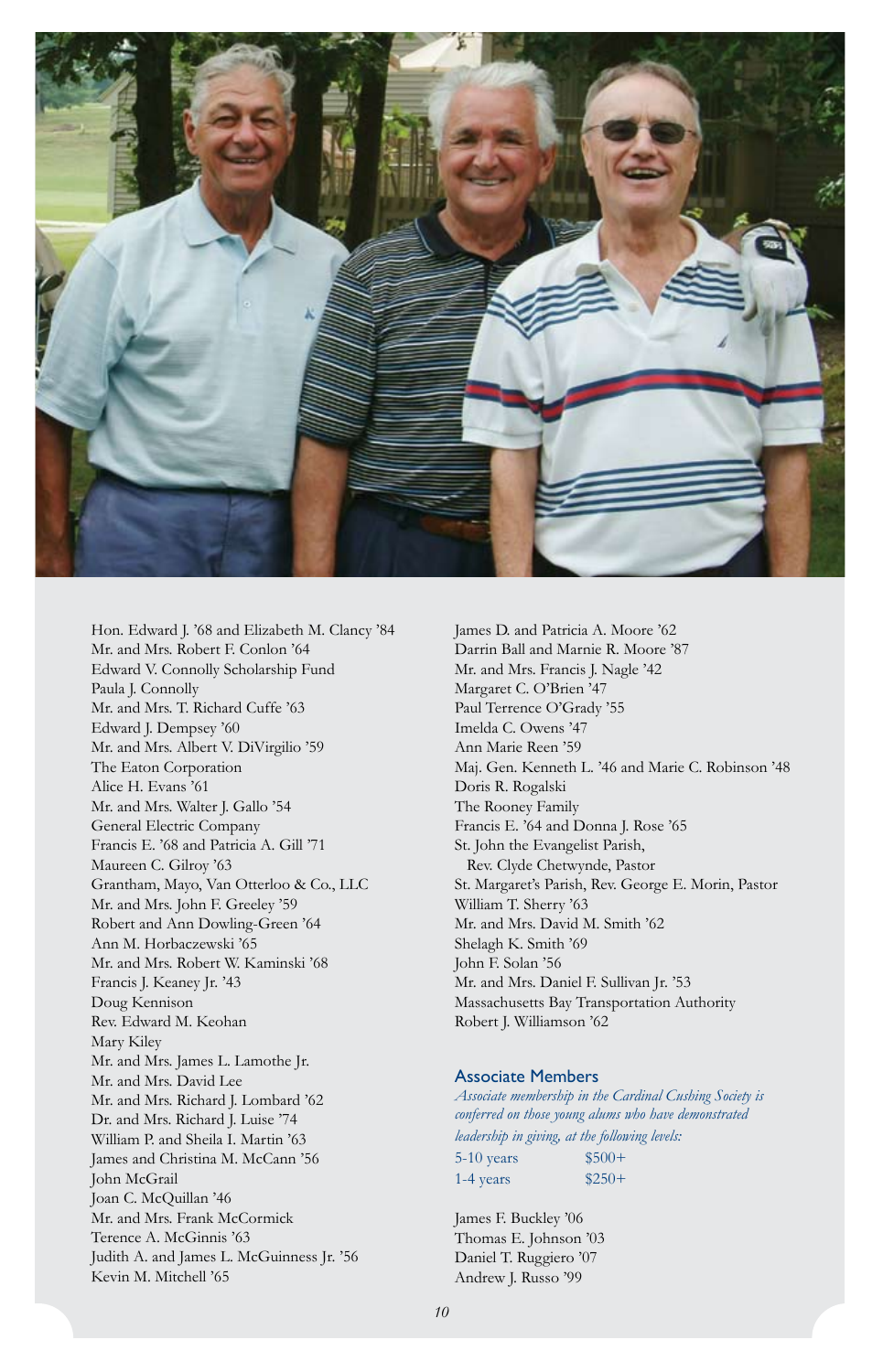Hon. Edward J. '68 and Elizabeth M. Clancy '84
Mr. and Mrs. Robert F. Conlon '64
Edward V. Connolly Scholarship Fund
Paula J. Connolly
Mr. and Mrs. T. Richard Cuffe '63
Edward J. Dempsey '60
Mr. and Mrs. Albert V. DiVirgilio '59
The Eaton Corporation
Alice H. Evans '61
Mr. and Mrs. Walter J. Gallo '54
General Electric Company
Francis E. '68 and Patricia A. Gill '71
Maureen C. Gilroy '63
Grantham, Mayo, Van Otterloo & Co., LLC
Mr. and Mrs. John F. Greeley '59
Robert and Ann Dowling-Green '64
Ann M. Horbaczewski '65
Mr. and Mrs. Robert W. Kaminski '68
Francis J. Keaney Jr. '43
Doug Kennison
Rev. Edward M. Keohan
Mary Kiley
Mr. and Mrs. James L. Lamothe Jr.
Mr. and Mrs. David Lee
Mr. and Mrs. Richard J. Lombard '62
Dr. and Mrs. Richard J. Luise '74
William P. and Sheila I. Martin '63
James and Christina M. McCann '56
John McGrail
Joan C. McQuillan '46
Mr. and Mrs. Frank McCormick
Terence A. McGinnis '63
Judith A. and James L. McGuinness Jr. '56
Kevin M. Mitchell '65
James D. and Patricia A. Moore '62
Darrin Ball and Marnie R. Moore '87
Mr. and Mrs. Francis J. Nagle '42
Margaret C. O'Brien '47
Paul Terrence O'Grady '55
Imelda C. Owens '47
Ann Marie Reen '59
Maj. Gen. Kenneth L. '46 and Marie C. Robinson '48
Doris R. Rogalski
The Rooney Family
Francis E. '64 and Donna J. Rose '65
St. John the Evangelist Parish,
Rev. Clyde Chetwynde, Pastor
St. Margaret's Parish, Rev. George E. Morin, Pastor
William T. Sherry '63
Mr. and Mrs. David M. Smith '62
Shelagh K. Smith '69
John F. Solan '56
Mr. and Mrs. Daniel F. Sullivan Jr. '53
Massachusetts Bay Transportation Authority
Robert J. Williamson '62

## Associate Members

*Associate membership in the Cardinal Cushing Society is conferred on those young alums who have demonstrated leadership in giving, at the following levels:*

| 5-10 years | $500+ |
|---|---|
| 1-4 years | $250+ |

James F. Buckley '06
Thomas E. Johnson '03
Daniel T. Ruggiero '07
Andrew J. Russo '99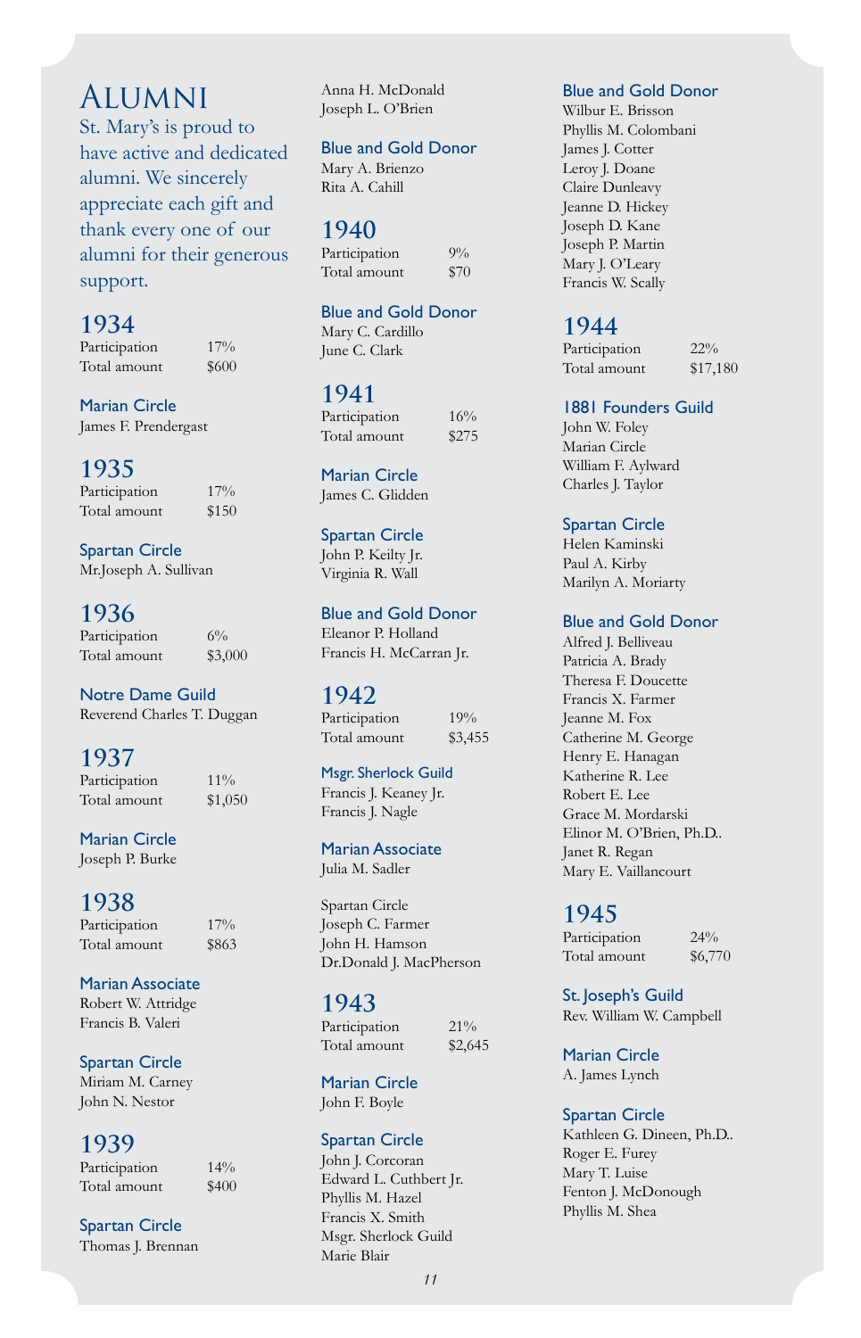# Alumni

St. Mary's is proud to have active and dedicated alumni. We sincerely appreciate each gift and thank every one of our alumni for their generous support.

## 1934

| Participation | 17% |
|---|---|
| Total amount | $600 |

### Marian Circle
James F. Prendergast

## 1935

| Participation | 17% |
|---|---|
| Total amount | $150 |

### Spartan Circle
Mr.Joseph A. Sullivan

## 1936

| Participation | 6% |
|---|---|
| Total amount | $3,000 |

### Notre Dame Guild
Reverend Charles T. Duggan

## 1937

| Participation | 11% |
|---|---|
| Total amount | $1,050 |

### Marian Circle
Joseph P. Burke

## 1938

| Participation | 17% |
|---|---|
| Total amount | $863 |

### Marian Associate
Robert W. Attridge
Francis B. Valeri

### Spartan Circle
Miriam M. Carney
John N. Nestor

## 1939

| Participation | 14% |
|---|---|
| Total amount | $400 |

### Spartan Circle
Thomas J. Brennan
Anna H. McDonald
Joseph L. O'Brien

### Blue and Gold Donor
Mary A. Brienzo
Rita A. Cahill

## 1940

| Participation | 9% |
|---|---|
| Total amount | $70 |

### Blue and Gold Donor
Mary C. Cardillo
June C. Clark

## 1941

| Participation | 16% |
|---|---|
| Total amount | $275 |

### Marian Circle
James C. Glidden

### Spartan Circle
John P. Keilty Jr.
Virginia R. Wall

### Blue and Gold Donor
Eleanor P. Holland
Francis H. McCarran Jr.

## 1942

| Participation | 19% |
|---|---|
| Total amount | $3,455 |

### Msgr. Sherlock Guild
Francis J. Keaney Jr.
Francis J. Nagle

### Marian Associate
Julia M. Sadler

Spartan Circle
Joseph C. Farmer
John H. Hamson
Dr.Donald J. MacPherson

## 1943

| Participation | 21% |
|---|---|
| Total amount | $2,645 |

### Marian Circle
John F. Boyle

### Spartan Circle
John J. Corcoran
Edward L. Cuthbert Jr.
Phyllis M. Hazel
Francis X. Smith
Msgr. Sherlock Guild
Marie Blair

### Blue and Gold Donor
Wilbur E. Brisson
Phyllis M. Colombani
James J. Cotter
Leroy J. Doane
Claire Dunleavy
Jeanne D. Hickey
Joseph D. Kane
Joseph P. Martin
Mary J. O'Leary
Francis W. Scally

## 1944

| Participation | 22% |
|---|---|
| Total amount | $17,180 |

### 1881 Founders Guild
John W. Foley
Marian Circle
William F. Aylward
Charles J. Taylor

### Spartan Circle
Helen Kaminski
Paul A. Kirby
Marilyn A. Moriarty

### Blue and Gold Donor
Alfred J. Belliveau
Patricia A. Brady
Theresa F. Doucette
Francis X. Farmer
Jeanne M. Fox
Catherine M. George
Henry E. Hanagan
Katherine R. Lee
Robert E. Lee
Grace M. Mordarski
Elinor M. O'Brien, Ph.D..
Janet R. Regan
Mary E. Vaillancourt

## 1945

| Participation | 24% |
|---|---|
| Total amount | $6,770 |

### St. Joseph's Guild
Rev. William W. Campbell

### Marian Circle
A. James Lynch

### Spartan Circle
Kathleen G. Dineen, Ph.D..
Roger E. Furey
Mary T. Luise
Fenton J. McDonough
Phyllis M. Shea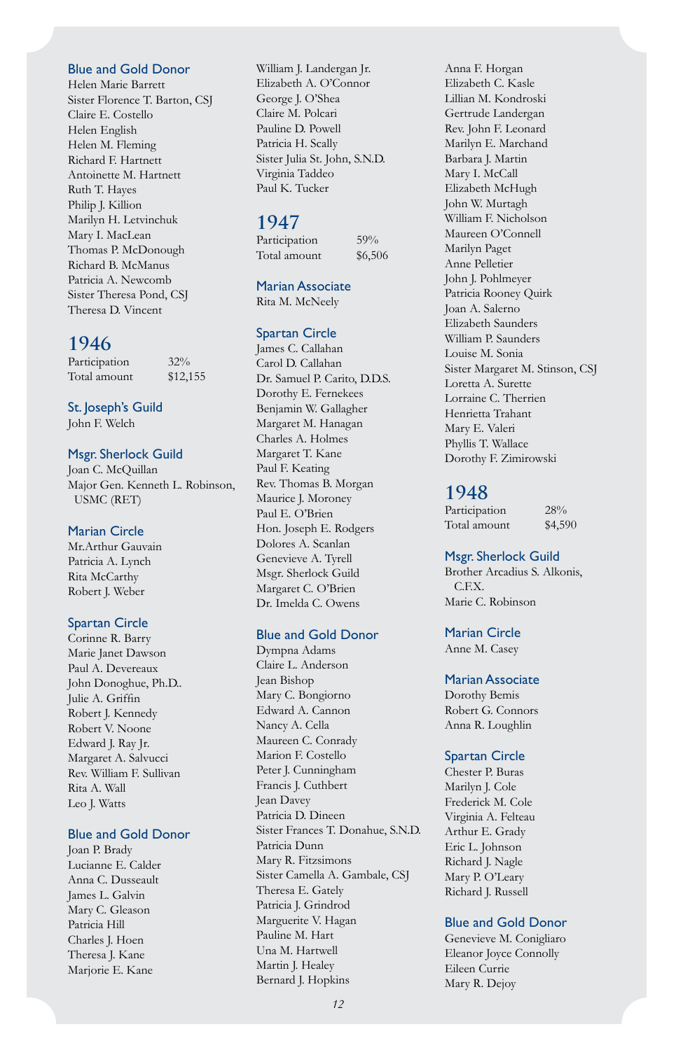### Blue and Gold Donor

Helen Marie Barrett
Sister Florence T. Barton, CSJ
Claire E. Costello
Helen English
Helen M. Fleming
Richard F. Hartnett
Antoinette M. Hartnett
Ruth T. Hayes
Philip J. Killion
Marilyn H. Letvinchuk
Mary I. MacLean
Thomas P. McDonough
Richard B. McManus
Patricia A. Newcomb
Sister Theresa Pond, CSJ
Theresa D. Vincent

## 1946

| Participation | 32% |
|---|---|
| Total amount | $12,155 |

### St. Joseph's Guild

John F. Welch

### Msgr. Sherlock Guild

Joan C. McQuillan
Major Gen. Kenneth L. Robinson, USMC (RET)

### Marian Circle

Mr.Arthur Gauvain
Patricia A. Lynch
Rita McCarthy
Robert J. Weber

### Spartan Circle

Corinne R. Barry
Marie Janet Dawson
Paul A. Devereaux
John Donoghue, Ph.D..
Julie A. Griffin
Robert J. Kennedy
Robert V. Noone
Edward J. Ray Jr.
Margaret A. Salvucci
Rev. William F. Sullivan
Rita A. Wall
Leo J. Watts

### Blue and Gold Donor

Joan P. Brady
Lucianne E. Calder
Anna C. Dusseault
James L. Galvin
Mary C. Gleason
Patricia Hill
Charles J. Hoen
Theresa J. Kane
Marjorie E. Kane
William J. Landergan Jr.
Elizabeth A. O'Connor
George J. O'Shea
Claire M. Polcari
Pauline D. Powell
Patricia H. Scally
Sister Julia St. John, S.N.D.
Virginia Taddeo
Paul K. Tucker

## 1947

| Participation | 59% |
|---|---|
| Total amount | $6,506 |

### Marian Associate

Rita M. McNeely

### Spartan Circle

James C. Callahan
Carol D. Callahan
Dr. Samuel P. Carito, D.D.S.
Dorothy E. Fernekees
Benjamin W. Gallagher
Margaret M. Hanagan
Charles A. Holmes
Margaret T. Kane
Paul F. Keating
Rev. Thomas B. Morgan
Maurice J. Moroney
Paul E. O'Brien
Hon. Joseph E. Rodgers
Dolores A. Scanlan
Genevieve A. Tyrell
Msgr. Sherlock Guild
Margaret C. O'Brien
Dr. Imelda C. Owens

### Blue and Gold Donor

Dympna Adams
Claire L. Anderson
Jean Bishop
Mary C. Bongiorno
Edward A. Cannon
Nancy A. Cella
Maureen C. Conrady
Marion F. Costello
Peter J. Cunningham
Francis J. Cuthbert
Jean Davey
Patricia D. Dineen
Sister Frances T. Donahue, S.N.D.
Patricia Dunn
Mary R. Fitzsimons
Sister Camella A. Gambale, CSJ
Theresa E. Gately
Patricia J. Grindrod
Marguerite V. Hagan
Pauline M. Hart
Una M. Hartwell
Martin J. Healey
Bernard J. Hopkins
Anna F. Horgan
Elizabeth C. Kasle
Lillian M. Kondroski
Gertrude Landergan
Rev. John F. Leonard
Marilyn E. Marchand
Barbara J. Martin
Mary I. McCall
Elizabeth McHugh
John W. Murtagh
William F. Nicholson
Maureen O'Connell
Marilyn Paget
Anne Pelletier
John J. Pohlmeyer
Patricia Rooney Quirk
Joan A. Salerno
Elizabeth Saunders
William P. Saunders
Louise M. Sonia
Sister Margaret M. Stinson, CSJ
Loretta A. Surette
Lorraine C. Therrien
Henrietta Trahant
Mary E. Valeri
Phyllis T. Wallace
Dorothy F. Zimirowski

## 1948

| Participation | 28% |
|---|---|
| Total amount | $4,590 |

### Msgr. Sherlock Guild

Brother Arcadius S. Alkonis, C.F.X.
Marie C. Robinson

### Marian Circle

Anne M. Casey

### Marian Associate

Dorothy Bemis
Robert G. Connors
Anna R. Loughlin

### Spartan Circle

Chester P. Buras
Marilyn J. Cole
Frederick M. Cole
Virginia A. Felteau
Arthur E. Grady
Eric L. Johnson
Richard J. Nagle
Mary P. O'Leary
Richard J. Russell

### Blue and Gold Donor

Genevieve M. Conigliaro
Eleanor Joyce Connolly
Eileen Currie
Mary R. Dejoy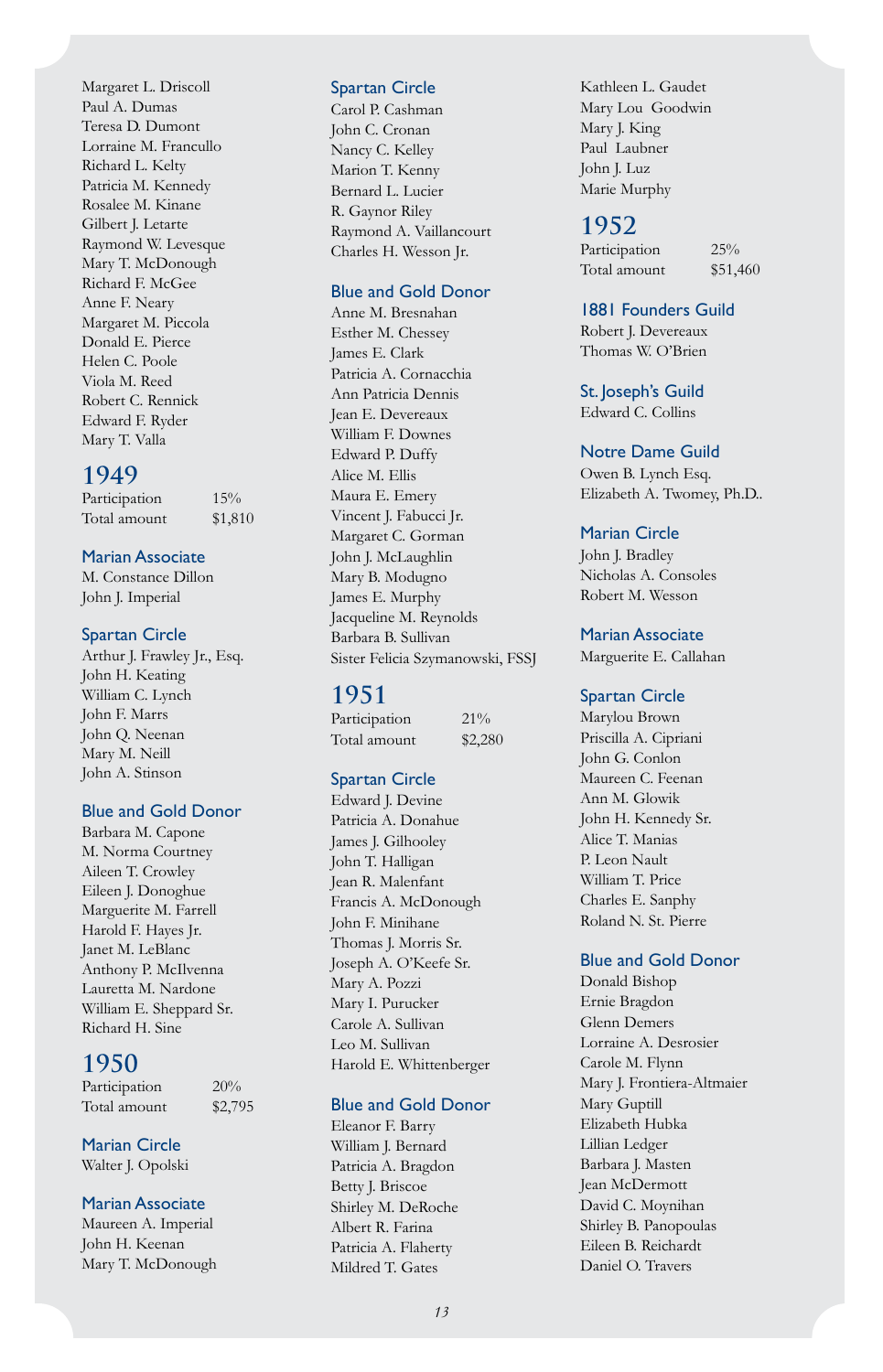Margaret L. Driscoll
Paul A. Dumas
Teresa D. Dumont
Lorraine M. Francullo
Richard L. Kelty
Patricia M. Kennedy
Rosalee M. Kinane
Gilbert J. Letarte
Raymond W. Levesque
Mary T. McDonough
Richard F. McGee
Anne F. Neary
Margaret M. Piccola
Donald E. Pierce
Helen C. Poole
Viola M. Reed
Robert C. Rennick
Edward F. Ryder
Mary T. Valla

## 1949

| Participation | 15% |
|---|---|
| Total amount | $1,810 |

### Marian Associate

M. Constance Dillon
John J. Imperial

### Spartan Circle

Arthur J. Frawley Jr., Esq.
John H. Keating
William C. Lynch
John F. Marrs
John Q. Neenan
Mary M. Neill
John A. Stinson

### Blue and Gold Donor

Barbara M. Capone
M. Norma Courtney
Aileen T. Crowley
Eileen J. Donoghue
Marguerite M. Farrell
Harold F. Hayes Jr.
Janet M. LeBlanc
Anthony P. McIlvenna
Lauretta M. Nardone
William E. Sheppard Sr.
Richard H. Sine

## 1950

| Participation | 20% |
|---|---|
| Total amount | $2,795 |

### Marian Circle

Walter J. Opolski

### Marian Associate

Maureen A. Imperial
John H. Keenan
Mary T. McDonough

### Spartan Circle

Carol P. Cashman
John C. Cronan
Nancy C. Kelley
Marion T. Kenny
Bernard L. Lucier
R. Gaynor Riley
Raymond A. Vaillancourt
Charles H. Wesson Jr.

### Blue and Gold Donor

Anne M. Bresnahan
Esther M. Chessey
James E. Clark
Patricia A. Cornacchia
Ann Patricia Dennis
Jean E. Devereaux
William F. Downes
Edward P. Duffy
Alice M. Ellis
Maura E. Emery
Vincent J. Fabucci Jr.
Margaret C. Gorman
John J. McLaughlin
Mary B. Modugno
James E. Murphy
Jacqueline M. Reynolds
Barbara B. Sullivan
Sister Felicia Szymanowski, FSSJ

## 1951

| Participation | 21% |
|---|---|
| Total amount | $2,280 |

### Spartan Circle

Edward J. Devine
Patricia A. Donahue
James J. Gilhooley
John T. Halligan
Jean R. Malenfant
Francis A. McDonough
John F. Minihane
Thomas J. Morris Sr.
Joseph A. O'Keefe Sr.
Mary A. Pozzi
Mary I. Purucker
Carole A. Sullivan
Leo M. Sullivan
Harold E. Whittenberger

### Blue and Gold Donor

Eleanor F. Barry
William J. Bernard
Patricia A. Bragdon
Betty J. Briscoe
Shirley M. DeRoche
Albert R. Farina
Patricia A. Flaherty
Mildred T. Gates
Kathleen L. Gaudet
Mary Lou Goodwin
Mary J. King
Paul Laubner
John J. Luz
Marie Murphy

## 1952

| Participation | 25% |
|---|---|
| Total amount | $51,460 |

### 1881 Founders Guild

Robert J. Devereaux
Thomas W. O'Brien

### St. Joseph's Guild

Edward C. Collins

### Notre Dame Guild

Owen B. Lynch Esq.
Elizabeth A. Twomey, Ph.D..

### Marian Circle

John J. Bradley
Nicholas A. Consoles
Robert M. Wesson

### Marian Associate

Marguerite E. Callahan

### Spartan Circle

Marylou Brown
Priscilla A. Cipriani
John G. Conlon
Maureen C. Feenan
Ann M. Glowik
John H. Kennedy Sr.
Alice T. Manias
P. Leon Nault
William T. Price
Charles E. Sanphy
Roland N. St. Pierre

### Blue and Gold Donor

Donald Bishop
Ernie Bragdon
Glenn Demers
Lorraine A. Desrosier
Carole M. Flynn
Mary J. Frontiera-Altmaier
Mary Guptill
Elizabeth Hubka
Lillian Ledger
Barbara J. Masten
Jean McDermott
David C. Moynihan
Shirley B. Panopoulas
Eileen B. Reichardt
Daniel O. Travers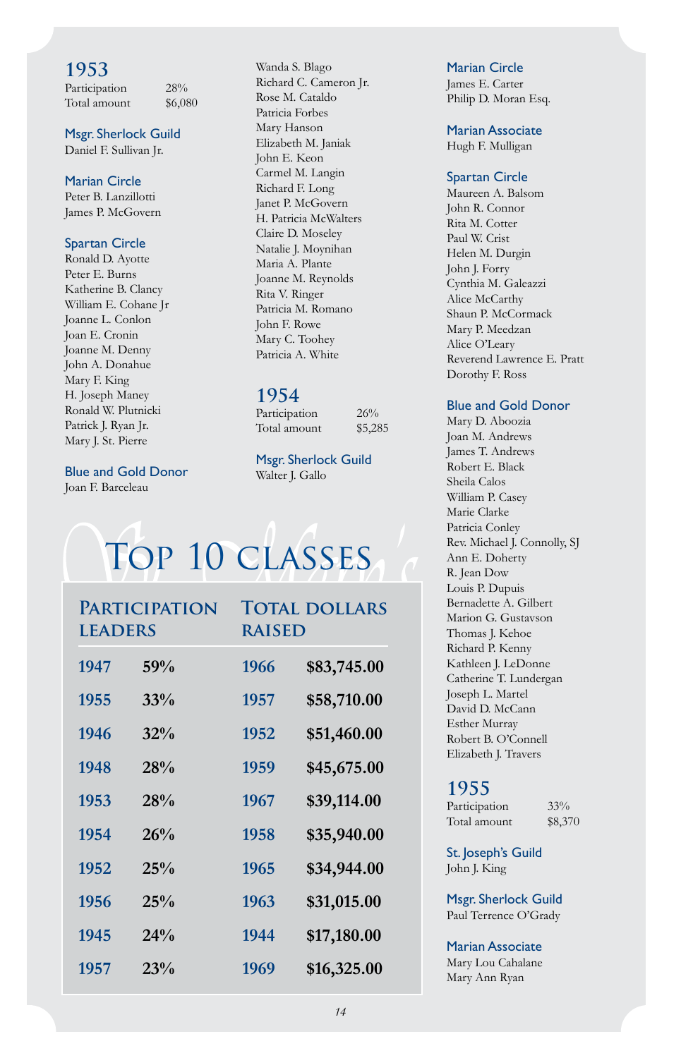## 1953

Participation 28%
Total amount $6,080

### Msgr. Sherlock Guild

Daniel F. Sullivan Jr.

### Marian Circle

Peter B. Lanzillotti
James P. McGovern

### Spartan Circle

Ronald D. Ayotte
Peter E. Burns
Katherine B. Clancy
William E. Cohane Jr
Joanne L. Conlon
Joan E. Cronin
Joanne M. Denny
John A. Donahue
Mary F. King
H. Joseph Maney
Ronald W. Plutnicki
Patrick J. Ryan Jr.
Mary J. St. Pierre

### Blue and Gold Donor

Joan F. Barceleau
Wanda S. Blago
Richard C. Cameron Jr.
Rose M. Cataldo
Patricia Forbes
Mary Hanson
Elizabeth M. Janiak
John E. Keon
Carmel M. Langin
Richard F. Long
Janet P. McGovern
H. Patricia McWalters
Claire D. Moseley
Natalie J. Moynihan
Maria A. Plante
Joanne M. Reynolds
Rita V. Ringer
Patricia M. Romano
John F. Rowe
Mary C. Toohey
Patricia A. White

## 1954

Participation 26%
Total amount $5,285

### Msgr. Sherlock Guild

Walter J. Gallo

### Marian Circle

James E. Carter
Philip D. Moran Esq.

### Marian Associate

Hugh F. Mulligan

### Spartan Circle

Maureen A. Balsom
John R. Connor
Rita M. Cotter
Paul W. Crist
Helen M. Durgin
John J. Forry
Cynthia M. Galeazzi
Alice McCarthy
Shaun P. McCormack
Mary P. Meedzan
Alice O'Leary
Reverend Lawrence E. Pratt
Dorothy F. Ross

### Blue and Gold Donor

Mary D. Aboozia
Joan M. Andrews
James T. Andrews
Robert E. Black
Sheila Calos
William P. Casey
Marie Clarke
Patricia Conley
Rev. Michael J. Connolly, SJ
Ann E. Doherty
R. Jean Dow
Louis P. Dupuis
Bernadette A. Gilbert
Marion G. Gustavson
Thomas J. Kehoe
Richard P. Kenny
Kathleen J. LeDonne
Catherine T. Lundergan
Joseph L. Martel
David D. McCann
Esther Murray
Robert B. O'Connell
Elizabeth J. Travers

## 1955

Participation 33%
Total amount $8,370

### St. Joseph's Guild

John J. King

### Msgr. Sherlock Guild

Paul Terrence O'Grady

### Marian Associate

Mary Lou Cahalane
Mary Ann Ryan

## Top 10 Classes

| Participation Leaders | | Total Dollars Raised | |
|---|---|---|---|
| 1947 | 59% | 1966 | $83,745.00 |
| 1955 | 33% | 1957 | $58,710.00 |
| 1946 | 32% | 1952 | $51,460.00 |
| 1948 | 28% | 1959 | $45,675.00 |
| 1953 | 28% | 1967 | $39,114.00 |
| 1954 | 26% | 1958 | $35,940.00 |
| 1952 | 25% | 1965 | $34,944.00 |
| 1956 | 25% | 1963 | $31,015.00 |
| 1945 | 24% | 1944 | $17,180.00 |
| 1957 | 23% | 1969 | $16,325.00 |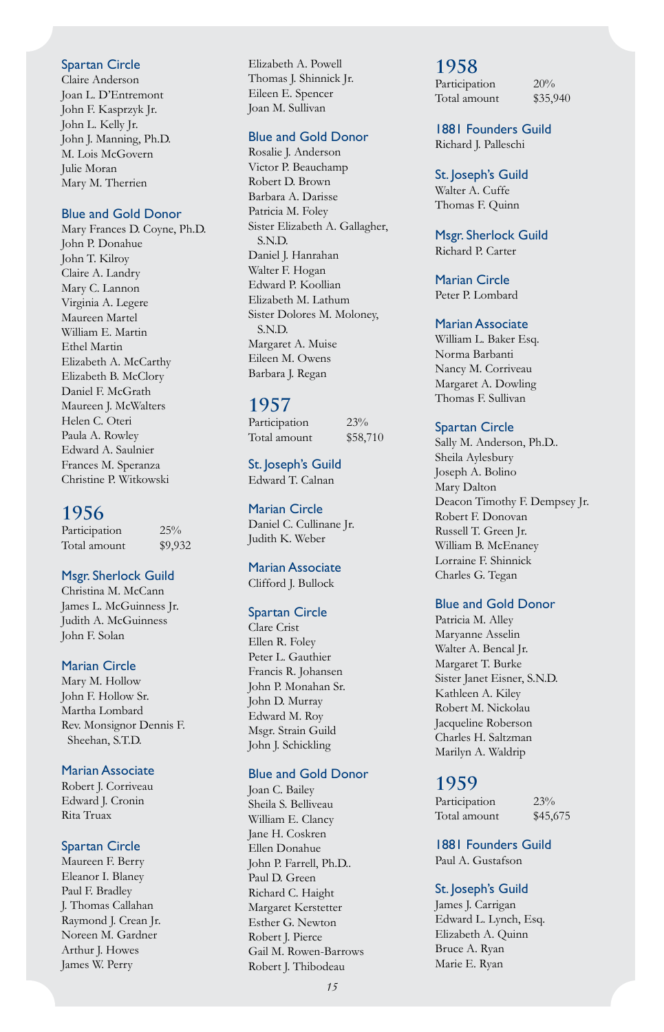### Spartan Circle

Claire Anderson
Joan L. D'Entremont
John F. Kasprzyk Jr.
John L. Kelly Jr.
John J. Manning, Ph.D.
M. Lois McGovern
Julie Moran
Mary M. Therrien

### Blue and Gold Donor

Mary Frances D. Coyne, Ph.D.
John P. Donahue
John T. Kilroy
Claire A. Landry
Mary C. Lannon
Virginia A. Legere
Maureen Martel
William E. Martin
Ethel Martin
Elizabeth A. McCarthy
Elizabeth B. McClory
Daniel F. McGrath
Maureen J. McWalters
Helen C. Oteri
Paula A. Rowley
Edward A. Saulnier
Frances M. Speranza
Christine P. Witkowski

## 1956

| Participation | 25% |
|---|---|
| Total amount | $9,932 |

### Msgr. Sherlock Guild

Christina M. McCann
James L. McGuinness Jr.
Judith A. McGuinness
John F. Solan

### Marian Circle

Mary M. Hollow
John F. Hollow Sr.
Martha Lombard
Rev. Monsignor Dennis F. Sheehan, S.T.D.

### Marian Associate

Robert J. Corriveau
Edward J. Cronin
Rita Truax

### Spartan Circle

Maureen F. Berry
Eleanor I. Blaney
Paul F. Bradley
J. Thomas Callahan
Raymond J. Crean Jr.
Noreen M. Gardner
Arthur J. Howes
James W. Perry
Elizabeth A. Powell
Thomas J. Shinnick Jr.
Eileen E. Spencer
Joan M. Sullivan

### Blue and Gold Donor

Rosalie J. Anderson
Victor P. Beauchamp
Robert D. Brown
Barbara A. Darisse
Patricia M. Foley
Sister Elizabeth A. Gallagher, S.N.D.
Daniel J. Hanrahan
Walter F. Hogan
Edward P. Koollian
Elizabeth M. Lathum
Sister Dolores M. Moloney, S.N.D.
Margaret A. Muise
Eileen M. Owens
Barbara J. Regan

## 1957

| Participation | 23% |
|---|---|
| Total amount | $58,710 |

### St. Joseph's Guild

Edward T. Calnan

### Marian Circle

Daniel C. Cullinane Jr.
Judith K. Weber

### Marian Associate

Clifford J. Bullock

### Spartan Circle

Clare Crist
Ellen R. Foley
Peter L. Gauthier
Francis R. Johansen
John P. Monahan Sr.
John D. Murray
Edward M. Roy
Msgr. Strain Guild
John J. Schickling

### Blue and Gold Donor

Joan C. Bailey
Sheila S. Belliveau
William E. Clancy
Jane H. Coskren
Ellen Donahue
John P. Farrell, Ph.D..
Paul D. Green
Richard C. Haight
Margaret Kerstetter
Esther G. Newton
Robert J. Pierce
Gail M. Rowen-Barrows
Robert J. Thibodeau

## 1958

| Participation | 20% |
|---|---|
| Total amount | $35,940 |

### 1881 Founders Guild

Richard J. Palleschi

### St. Joseph's Guild

Walter A. Cuffe
Thomas F. Quinn

### Msgr. Sherlock Guild

Richard P. Carter

### Marian Circle

Peter P. Lombard

### Marian Associate

William L. Baker Esq.
Norma Barbanti
Nancy M. Corriveau
Margaret A. Dowling
Thomas F. Sullivan

### Spartan Circle

Sally M. Anderson, Ph.D..
Sheila Aylesbury
Joseph A. Bolino
Mary Dalton
Deacon Timothy F. Dempsey Jr.
Robert F. Donovan
Russell T. Green Jr.
William B. McEnaney
Lorraine F. Shinnick
Charles G. Tegan

### Blue and Gold Donor

Patricia M. Alley
Maryanne Asselin
Walter A. Bencal Jr.
Margaret T. Burke
Sister Janet Eisner, S.N.D.
Kathleen A. Kiley
Robert M. Nickolau
Jacqueline Roberson
Charles H. Saltzman
Marilyn A. Waldrip

## 1959

| Participation | 23% |
|---|---|
| Total amount | $45,675 |

### 1881 Founders Guild

Paul A. Gustafson

### St. Joseph's Guild

James J. Carrigan
Edward L. Lynch, Esq.
Elizabeth A. Quinn
Bruce A. Ryan
Marie E. Ryan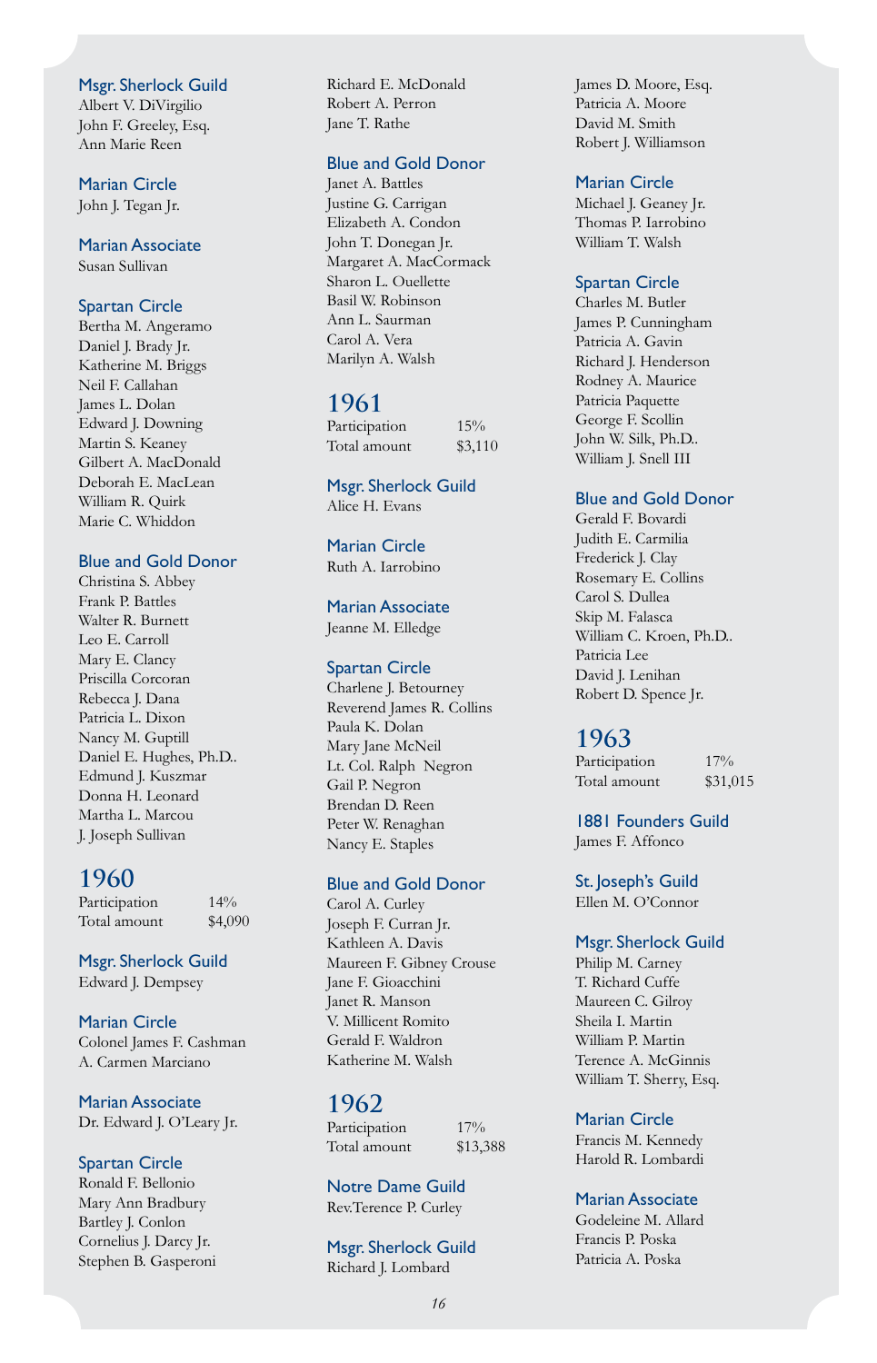### Msgr. Sherlock Guild
Albert V. DiVirgilio
John F. Greeley, Esq.
Ann Marie Reen

### Marian Circle
John J. Tegan Jr.

### Marian Associate
Susan Sullivan

### Spartan Circle
Bertha M. Angeramo
Daniel J. Brady Jr.
Katherine M. Briggs
Neil F. Callahan
James L. Dolan
Edward J. Downing
Martin S. Keaney
Gilbert A. MacDonald
Deborah E. MacLean
William R. Quirk
Marie C. Whiddon

### Blue and Gold Donor
Christina S. Abbey
Frank P. Battles
Walter R. Burnett
Leo E. Carroll
Mary E. Clancy
Priscilla Corcoran
Rebecca J. Dana
Patricia L. Dixon
Nancy M. Guptill
Daniel E. Hughes, Ph.D..
Edmund J. Kuszmar
Donna H. Leonard
Martha L. Marcou
J. Joseph Sullivan

## 1960

| | |
|---|---|
| Participation | 14% |
| Total amount | $4,090 |

### Msgr. Sherlock Guild
Edward J. Dempsey

### Marian Circle
Colonel James F. Cashman
A. Carmen Marciano

### Marian Associate
Dr. Edward J. O'Leary Jr.

### Spartan Circle
Ronald F. Bellonio
Mary Ann Bradbury
Bartley J. Conlon
Cornelius J. Darcy Jr.
Stephen B. Gasperoni
Richard E. McDonald
Robert A. Perron
Jane T. Rathe

### Blue and Gold Donor
Janet A. Battles
Justine G. Carrigan
Elizabeth A. Condon
John T. Donegan Jr.
Margaret A. MacCormack
Sharon L. Ouellette
Basil W. Robinson
Ann L. Saurman
Carol A. Vera
Marilyn A. Walsh

## 1961

| | |
|---|---|
| Participation | 15% |
| Total amount | $3,110 |

### Msgr. Sherlock Guild
Alice H. Evans

### Marian Circle
Ruth A. Iarrobino

### Marian Associate
Jeanne M. Elledge

### Spartan Circle
Charlene J. Betourney
Reverend James R. Collins
Paula K. Dolan
Mary Jane McNeil
Lt. Col. Ralph Negron
Gail P. Negron
Brendan D. Reen
Peter W. Renaghan
Nancy E. Staples

### Blue and Gold Donor
Carol A. Curley
Joseph F. Curran Jr.
Kathleen A. Davis
Maureen F. Gibney Crouse
Jane F. Gioacchini
Janet R. Manson
V. Millicent Romito
Gerald F. Waldron
Katherine M. Walsh

## 1962

| | |
|---|---|
| Participation | 17% |
| Total amount | $13,388 |

### Notre Dame Guild
Rev.Terence P. Curley

### Msgr. Sherlock Guild
Richard J. Lombard
James D. Moore, Esq.
Patricia A. Moore
David M. Smith
Robert J. Williamson

### Marian Circle
Michael J. Geaney Jr.
Thomas P. Iarrobino
William T. Walsh

### Spartan Circle
Charles M. Butler
James P. Cunningham
Patricia A. Gavin
Richard J. Henderson
Rodney A. Maurice
Patricia Paquette
George F. Scollin
John W. Silk, Ph.D..
William J. Snell III

### Blue and Gold Donor
Gerald F. Bovardi
Judith E. Carmilia
Frederick J. Clay
Rosemary E. Collins
Carol S. Dullea
Skip M. Falasca
William C. Kroen, Ph.D..
Patricia Lee
David J. Lenihan
Robert D. Spence Jr.

## 1963

| | |
|---|---|
| Participation | 17% |
| Total amount | $31,015 |

### 1881 Founders Guild
James F. Affonco

### St. Joseph's Guild
Ellen M. O'Connor

### Msgr. Sherlock Guild
Philip M. Carney
T. Richard Cuffe
Maureen C. Gilroy
Sheila I. Martin
William P. Martin
Terence A. McGinnis
William T. Sherry, Esq.

### Marian Circle
Francis M. Kennedy
Harold R. Lombardi

### Marian Associate
Godeleine M. Allard
Francis P. Poska
Patricia A. Poska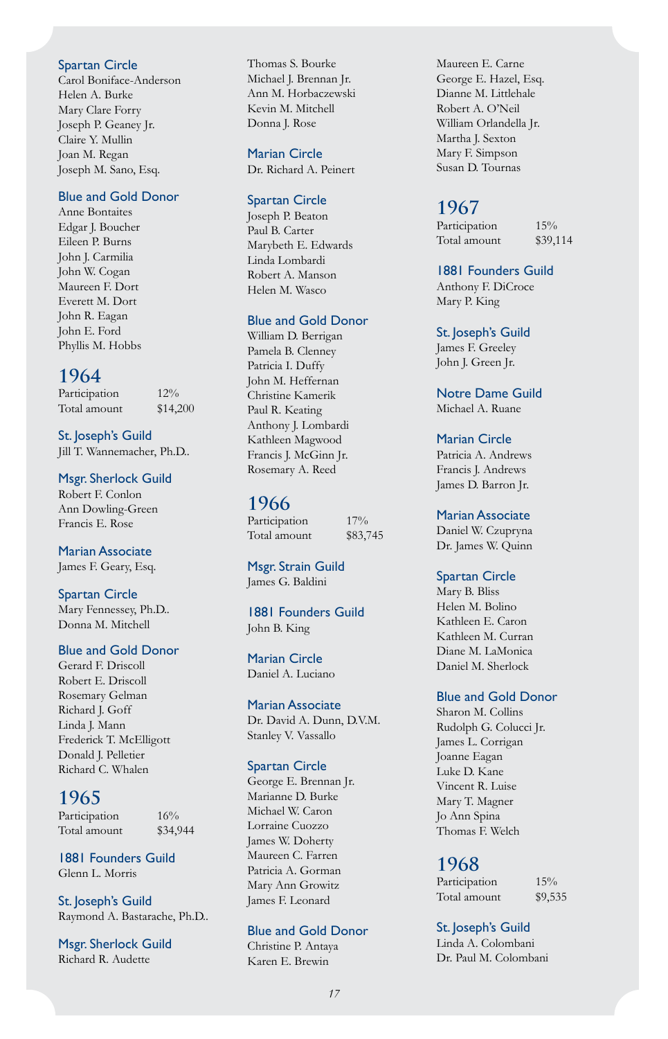### Spartan Circle

Carol Boniface-Anderson
Helen A. Burke
Mary Clare Forry
Joseph P. Geaney Jr.
Claire Y. Mullin
Joan M. Regan
Joseph M. Sano, Esq.

### Blue and Gold Donor

Anne Bontaites
Edgar J. Boucher
Eileen P. Burns
John J. Carmilia
John W. Cogan
Maureen F. Dort
Everett M. Dort
John R. Eagan
John E. Ford
Phyllis M. Hobbs

## 1964

Participation 12%
Total amount $14,200

### St. Joseph's Guild

Jill T. Wannemacher, Ph.D..

### Msgr. Sherlock Guild

Robert F. Conlon
Ann Dowling-Green
Francis E. Rose

### Marian Associate

James F. Geary, Esq.

### Spartan Circle

Mary Fennessey, Ph.D..
Donna M. Mitchell

### Blue and Gold Donor

Gerard F. Driscoll
Robert E. Driscoll
Rosemary Gelman
Richard J. Goff
Linda J. Mann
Frederick T. McElligott
Donald J. Pelletier
Richard C. Whalen

## 1965

Participation 16%
Total amount $34,944

### 1881 Founders Guild

Glenn L. Morris

### St. Joseph's Guild

Raymond A. Bastarache, Ph.D..

### Msgr. Sherlock Guild

Richard R. Audette
Thomas S. Bourke
Michael J. Brennan Jr.
Ann M. Horbaczewski
Kevin M. Mitchell
Donna J. Rose

### Marian Circle

Dr. Richard A. Peinert

### Spartan Circle

Joseph P. Beaton
Paul B. Carter
Marybeth E. Edwards
Linda Lombardi
Robert A. Manson
Helen M. Wasco

### Blue and Gold Donor

William D. Berrigan
Pamela B. Clenney
Patricia I. Duffy
John M. Heffernan
Christine Kamerik
Paul R. Keating
Anthony J. Lombardi
Kathleen Magwood
Francis J. McGinn Jr.
Rosemary A. Reed

## 1966

Participation 17%
Total amount $83,745

### Msgr. Strain Guild

James G. Baldini

### 1881 Founders Guild

John B. King

### Marian Circle

Daniel A. Luciano

### Marian Associate

Dr. David A. Dunn, D.V.M.
Stanley V. Vassallo

### Spartan Circle

George E. Brennan Jr.
Marianne D. Burke
Michael W. Caron
Lorraine Cuozzo
James W. Doherty
Maureen C. Farren
Patricia A. Gorman
Mary Ann Growitz
James F. Leonard

### Blue and Gold Donor

Christine P. Antaya
Karen E. Brewin
Maureen E. Carne
George E. Hazel, Esq.
Dianne M. Littlehale
Robert A. O'Neil
William Orlandella Jr.
Martha J. Sexton
Mary F. Simpson
Susan D. Tournas

## 1967

Participation 15%
Total amount $39,114

### 1881 Founders Guild

Anthony F. DiCroce
Mary P. King

### St. Joseph's Guild

James F. Greeley
John J. Green Jr.

### Notre Dame Guild

Michael A. Ruane

### Marian Circle

Patricia A. Andrews
Francis J. Andrews
James D. Barron Jr.

### Marian Associate

Daniel W. Czupryna
Dr. James W. Quinn

### Spartan Circle

Mary B. Bliss
Helen M. Bolino
Kathleen E. Caron
Kathleen M. Curran
Diane M. LaMonica
Daniel M. Sherlock

### Blue and Gold Donor

Sharon M. Collins
Rudolph G. Colucci Jr.
James L. Corrigan
Joanne Eagan
Luke D. Kane
Vincent R. Luise
Mary T. Magner
Jo Ann Spina
Thomas F. Welch

## 1968

Participation 15%
Total amount $9,535

### St. Joseph's Guild

Linda A. Colombani
Dr. Paul M. Colombani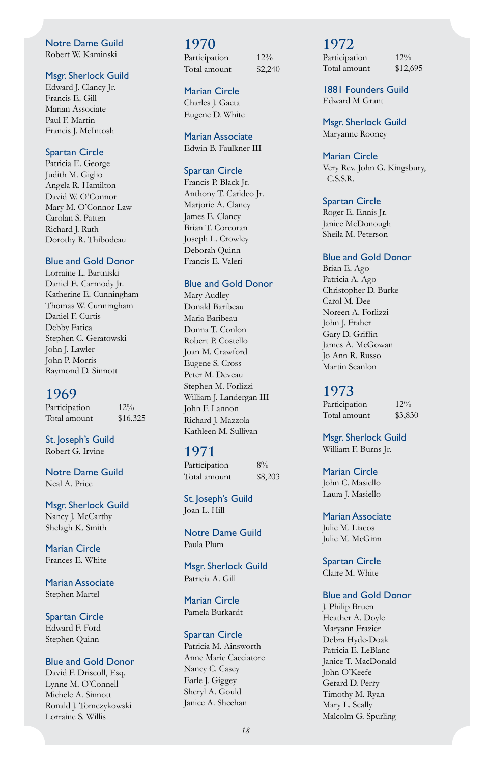### Notre Dame Guild
Robert W. Kaminski

### Msgr. Sherlock Guild
Edward J. Clancy Jr.
Francis E. Gill
Marian Associate
Paul F. Martin
Francis J. McIntosh

### Spartan Circle
Patricia E. George
Judith M. Giglio
Angela R. Hamilton
David W. O'Connor
Mary M. O'Connor-Law
Carolan S. Patten
Richard J. Ruth
Dorothy R. Thibodeau

### Blue and Gold Donor
Lorraine L. Bartniski
Daniel E. Carmody Jr.
Katherine E. Cunningham
Thomas W. Cunningham
Daniel F. Curtis
Debby Fatica
Stephen C. Geratowski
John J. Lawler
John P. Morris
Raymond D. Sinnott

## 1969

| | |
|---|---|
| Participation | 12% |
| Total amount | $16,325 |

### St. Joseph's Guild
Robert G. Irvine

### Notre Dame Guild
Neal A. Price

### Msgr. Sherlock Guild
Nancy J. McCarthy
Shelagh K. Smith

### Marian Circle
Frances E. White

### Marian Associate
Stephen Martel

### Spartan Circle
Edward F. Ford
Stephen Quinn

### Blue and Gold Donor
David F. Driscoll, Esq.
Lynne M. O'Connell
Michele A. Sinnott
Ronald J. Tomczykowski
Lorraine S. Willis

## 1970

| | |
|---|---|
| Participation | 12% |
| Total amount | $2,240 |

### Marian Circle
Charles J. Gaeta
Eugene D. White

### Marian Associate
Edwin B. Faulkner III

### Spartan Circle
Francis P. Black Jr.
Anthony T. Carideo Jr.
Marjorie A. Clancy
James E. Clancy
Brian T. Corcoran
Joseph L. Crowley
Deborah Quinn
Francis E. Valeri

### Blue and Gold Donor
Mary Audley
Donald Baribeau
Maria Baribeau
Donna T. Conlon
Robert P. Costello
Joan M. Crawford
Eugene S. Cross
Peter M. Deveau
Stephen M. Forlizzi
William J. Landergan III
John F. Lannon
Richard J. Mazzola
Kathleen M. Sullivan

## 1971

| | |
|---|---|
| Participation | 8% |
| Total amount | $8,203 |

### St. Joseph's Guild
Joan L. Hill

### Notre Dame Guild
Paula Plum

### Msgr. Sherlock Guild
Patricia A. Gill

### Marian Circle
Pamela Burkardt

### Spartan Circle
Patricia M. Ainsworth
Anne Marie Cacciatore
Nancy C. Casey
Earle J. Giggey
Sheryl A. Gould
Janice A. Sheehan

## 1972

| | |
|---|---|
| Participation | 12% |
| Total amount | $12,695 |

### 1881 Founders Guild
Edward M Grant

### Msgr. Sherlock Guild
Maryanne Rooney

### Marian Circle
Very Rev. John G. Kingsbury, C.S.S.R.

### Spartan Circle
Roger E. Ennis Jr.
Janice McDonough
Sheila M. Peterson

### Blue and Gold Donor
Brian E. Ago
Patricia A. Ago
Christopher D. Burke
Carol M. Dee
Noreen A. Forlizzi
John J. Fraher
Gary D. Griffin
James A. McGowan
Jo Ann R. Russo
Martin Scanlon

## 1973

| | |
|---|---|
| Participation | 12% |
| Total amount | $3,830 |

### Msgr. Sherlock Guild
William F. Burns Jr.

### Marian Circle
John C. Masiello
Laura J. Masiello

### Marian Associate
Julie M. Liacos
Julie M. McGinn

### Spartan Circle
Claire M. White

### Blue and Gold Donor
J. Philip Bruen
Heather A. Doyle
Maryann Frazier
Debra Hyde-Doak
Patricia E. LeBlanc
Janice T. MacDonald
John O'Keefe
Gerard D. Perry
Timothy M. Ryan
Mary L. Scally
Malcolm G. Spurling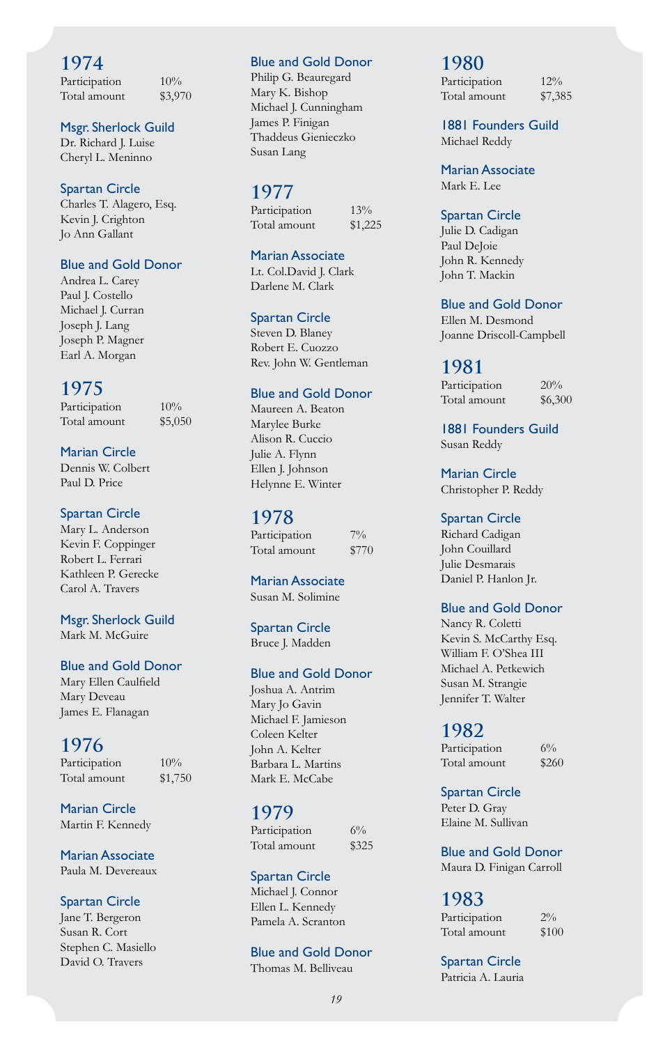## 1974

Participation 10%
Total amount $3,970

### Msgr. Sherlock Guild

Dr. Richard J. Luise
Cheryl L. Meninno

### Spartan Circle

Charles T. Alagero, Esq.
Kevin J. Crighton
Jo Ann Gallant

### Blue and Gold Donor

Andrea L. Carey
Paul J. Costello
Michael J. Curran
Joseph J. Lang
Joseph P. Magner
Earl A. Morgan

## 1975

Participation 10%
Total amount $5,050

### Marian Circle

Dennis W. Colbert
Paul D. Price

### Spartan Circle

Mary L. Anderson
Kevin F. Coppinger
Robert L. Ferrari
Kathleen P. Gerecke
Carol A. Travers

### Msgr. Sherlock Guild

Mark M. McGuire

### Blue and Gold Donor

Mary Ellen Caulfield
Mary Deveau
James E. Flanagan

## 1976

Participation 10%
Total amount $1,750

### Marian Circle

Martin F. Kennedy

### Marian Associate

Paula M. Devereaux

### Spartan Circle

Jane T. Bergeron
Susan R. Cort
Stephen C. Masiello
David O. Travers

### Blue and Gold Donor

Philip G. Beauregard
Mary K. Bishop
Michael J. Cunningham
James P. Finigan
Thaddeus Gienieczko
Susan Lang

## 1977

Participation 13%
Total amount $1,225

### Marian Associate

Lt. Col.David J. Clark
Darlene M. Clark

### Spartan Circle

Steven D. Blaney
Robert E. Cuozzo
Rev. John W. Gentleman

### Blue and Gold Donor

Maureen A. Beaton
Marylee Burke
Alison R. Cuccio
Julie A. Flynn
Ellen J. Johnson
Helynne E. Winter

## 1978

Participation 7%
Total amount $770

### Marian Associate

Susan M. Solimine

### Spartan Circle

Bruce J. Madden

### Blue and Gold Donor

Joshua A. Antrim
Mary Jo Gavin
Michael F. Jamieson
Coleen Kelter
John A. Kelter
Barbara L. Martins
Mark E. McCabe

## 1979

Participation 6%
Total amount $325

### Spartan Circle

Michael J. Connor
Ellen L. Kennedy
Pamela A. Scranton

### Blue and Gold Donor

Thomas M. Belliveau

## 1980

Participation 12%
Total amount $7,385

### 1881 Founders Guild

Michael Reddy

### Marian Associate

Mark E. Lee

### Spartan Circle

Julie D. Cadigan
Paul DeJoie
John R. Kennedy
John T. Mackin

### Blue and Gold Donor

Ellen M. Desmond
Joanne Driscoll-Campbell

## 1981

Participation 20%
Total amount $6,300

### 1881 Founders Guild

Susan Reddy

### Marian Circle

Christopher P. Reddy

### Spartan Circle

Richard Cadigan
John Couillard
Julie Desmarais
Daniel P. Hanlon Jr.

### Blue and Gold Donor

Nancy R. Coletti
Kevin S. McCarthy Esq.
William F. O'Shea III
Michael A. Petkewich
Susan M. Strangie
Jennifer T. Walter

## 1982

Participation 6%
Total amount $260

### Spartan Circle

Peter D. Gray
Elaine M. Sullivan

### Blue and Gold Donor

Maura D. Finigan Carroll

## 1983

Participation 2%
Total amount $100

### Spartan Circle

Patricia A. Lauria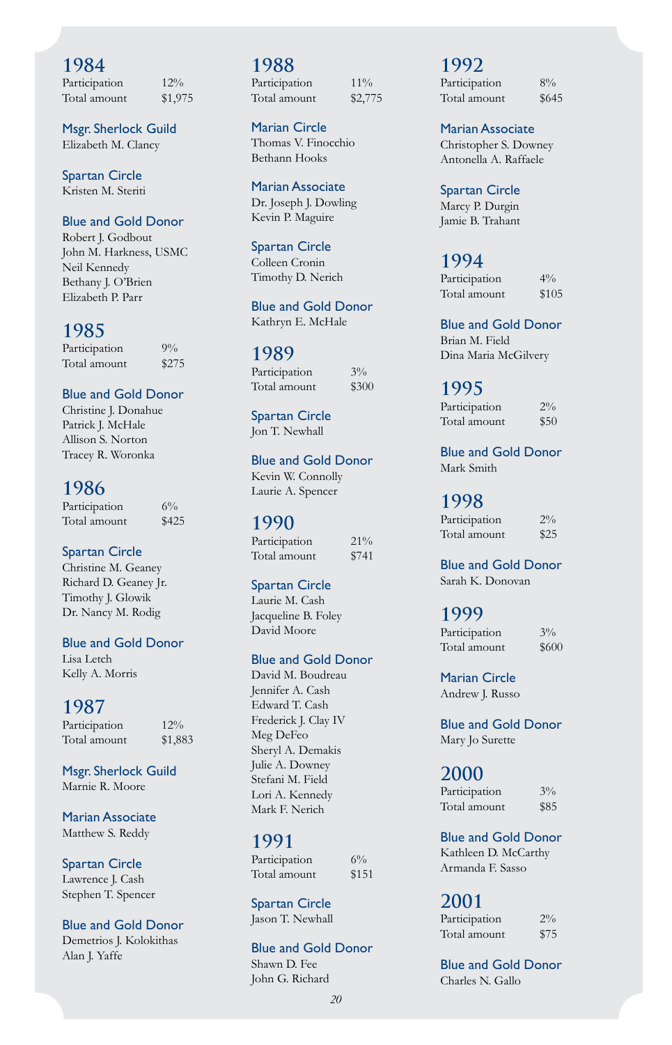## 1984

Participation 12%
Total amount $1,975

### Msgr. Sherlock Guild

Elizabeth M. Clancy

### Spartan Circle

Kristen M. Steriti

### Blue and Gold Donor

Robert J. Godbout
John M. Harkness, USMC
Neil Kennedy
Bethany J. O'Brien
Elizabeth P. Parr

## 1985

Participation 9%
Total amount $275

### Blue and Gold Donor

Christine J. Donahue
Patrick J. McHale
Allison S. Norton
Tracey R. Woronka

## 1986

Participation 6%
Total amount $425

### Spartan Circle

Christine M. Geaney
Richard D. Geaney Jr.
Timothy J. Glowik
Dr. Nancy M. Rodig

### Blue and Gold Donor

Lisa Letch
Kelly A. Morris

## 1987

Participation 12%
Total amount $1,883

### Msgr. Sherlock Guild

Marnie R. Moore

### Marian Associate

Matthew S. Reddy

### Spartan Circle

Lawrence J. Cash
Stephen T. Spencer

### Blue and Gold Donor

Demetrios J. Kolokithas
Alan J. Yaffe

## 1988

Participation 11%
Total amount $2,775

### Marian Circle

Thomas V. Finocchio
Bethann Hooks

### Marian Associate

Dr. Joseph J. Dowling
Kevin P. Maguire

### Spartan Circle

Colleen Cronin
Timothy D. Nerich

### Blue and Gold Donor

Kathryn E. McHale

## 1989

Participation 3%
Total amount $300

### Spartan Circle

Jon T. Newhall

### Blue and Gold Donor

Kevin W. Connolly
Laurie A. Spencer

## 1990

Participation 21%
Total amount $741

### Spartan Circle

Laurie M. Cash
Jacqueline B. Foley
David Moore

### Blue and Gold Donor

David M. Boudreau
Jennifer A. Cash
Edward T. Cash
Frederick J. Clay IV
Meg DeFeo
Sheryl A. Demakis
Julie A. Downey
Stefani M. Field
Lori A. Kennedy
Mark F. Nerich

## 1991

Participation 6%
Total amount $151

### Spartan Circle

Jason T. Newhall

### Blue and Gold Donor

Shawn D. Fee
John G. Richard

## 1992

Participation 8%
Total amount $645

### Marian Associate

Christopher S. Downey
Antonella A. Raffaele

### Spartan Circle

Marcy P. Durgin
Jamie B. Trahant

## 1994

Participation 4%
Total amount $105

### Blue and Gold Donor

Brian M. Field
Dina Maria McGilvery

## 1995

Participation 2%
Total amount $50

### Blue and Gold Donor

Mark Smith

## 1998

Participation 2%
Total amount $25

### Blue and Gold Donor

Sarah K. Donovan

## 1999

Participation 3%
Total amount $600

### Marian Circle

Andrew J. Russo

### Blue and Gold Donor

Mary Jo Surette

## 2000

Participation 3%
Total amount $85

### Blue and Gold Donor

Kathleen D. McCarthy
Armanda F. Sasso

## 2001

Participation 2%
Total amount $75

### Blue and Gold Donor

Charles N. Gallo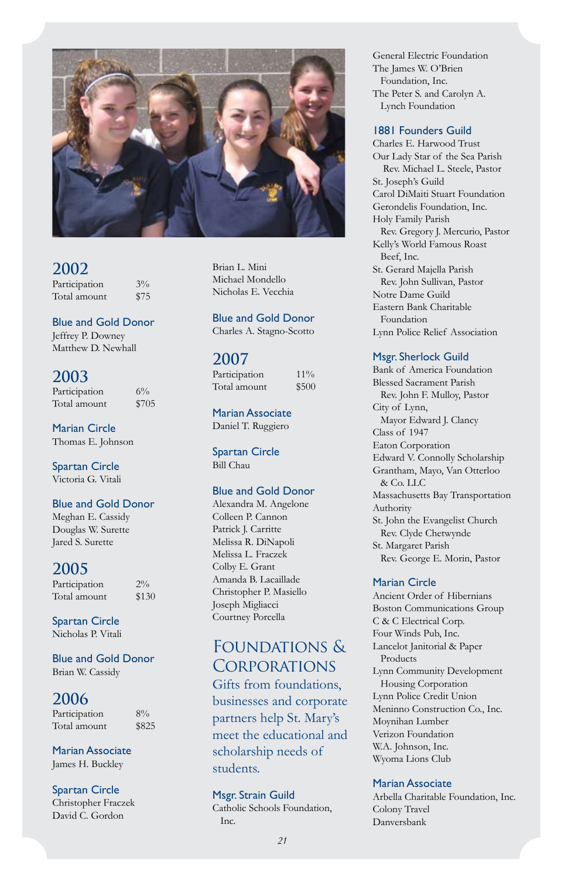## 2002

| | |
|---|---|
| Participation | 3% |
| Total amount | $75 |

### Blue and Gold Donor

Jeffrey P. Downey
Matthew D. Newhall

## 2003

| | |
|---|---|
| Participation | 6% |
| Total amount | $705 |

### Marian Circle

Thomas E. Johnson

### Spartan Circle

Victoria G. Vitali

### Blue and Gold Donor

Meghan E. Cassidy
Douglas W. Surette
Jared S. Surette

## 2005

| | |
|---|---|
| Participation | 2% |
| Total amount | $130 |

### Spartan Circle

Nicholas P. Vitali

### Blue and Gold Donor

Brian W. Cassidy

## 2006

| | |
|---|---|
| Participation | 8% |
| Total amount | $825 |

### Marian Associate

James H. Buckley

### Spartan Circle

Christopher Fraczek
David C. Gordon
Brian L. Mini
Michael Mondello
Nicholas E. Vecchia

### Blue and Gold Donor

Charles A. Stagno-Scotto

## 2007

| | |
|---|---|
| Participation | 11% |
| Total amount | $500 |

### Marian Associate

Daniel T. Ruggiero

### Spartan Circle

Bill Chau

### Blue and Gold Donor

Alexandra M. Angelone
Colleen P. Cannon
Patrick J. Carritte
Melissa R. DiNapoli
Melissa L. Fraczek
Colby E. Grant
Amanda B. Lacaillade
Christopher P. Masiello
Joseph Migliacci
Courtney Porcella

# Foundations & Corporations

Gifts from foundations, businesses and corporate partners help St. Mary's meet the educational and scholarship needs of students.

### Msgr. Strain Guild

Catholic Schools Foundation, Inc.
General Electric Foundation
The James W. O'Brien Foundation, Inc.
The Peter S. and Carolyn A. Lynch Foundation

### 1881 Founders Guild

Charles E. Harwood Trust
Our Lady Star of the Sea Parish
Rev. Michael L. Steele, Pastor
St. Joseph's Guild
Carol DiMaiti Stuart Foundation
Gerondelis Foundation, Inc.
Holy Family Parish
Rev. Gregory J. Mercurio, Pastor
Kelly's World Famous Roast Beef, Inc.
St. Gerard Majella Parish
Rev. John Sullivan, Pastor
Notre Dame Guild
Eastern Bank Charitable Foundation
Lynn Police Relief Association

### Msgr. Sherlock Guild

Bank of America Foundation
Blessed Sacrament Parish
Rev. John F. Mulloy, Pastor
City of Lynn,
Mayor Edward J. Clancy
Class of 1947
Eaton Corporation
Edward V. Connolly Scholarship
Grantham, Mayo, Van Otterloo & Co. LLC
Massachusetts Bay Transportation Authority
St. John the Evangelist Church
Rev. Clyde Chetwynde
St. Margaret Parish
Rev. George E. Morin, Pastor

### Marian Circle

Ancient Order of Hibernians
Boston Communications Group
C & C Electrical Corp.
Four Winds Pub, Inc.
Lancelot Janitorial & Paper Products
Lynn Community Development Housing Corporation
Lynn Police Credit Union
Meninno Construction Co., Inc.
Moynihan Lumber
Verizon Foundation
W.A. Johnson, Inc.
Wyoma Lions Club

### Marian Associate

Arbella Charitable Foundation, Inc.
Colony Travel
Danversbank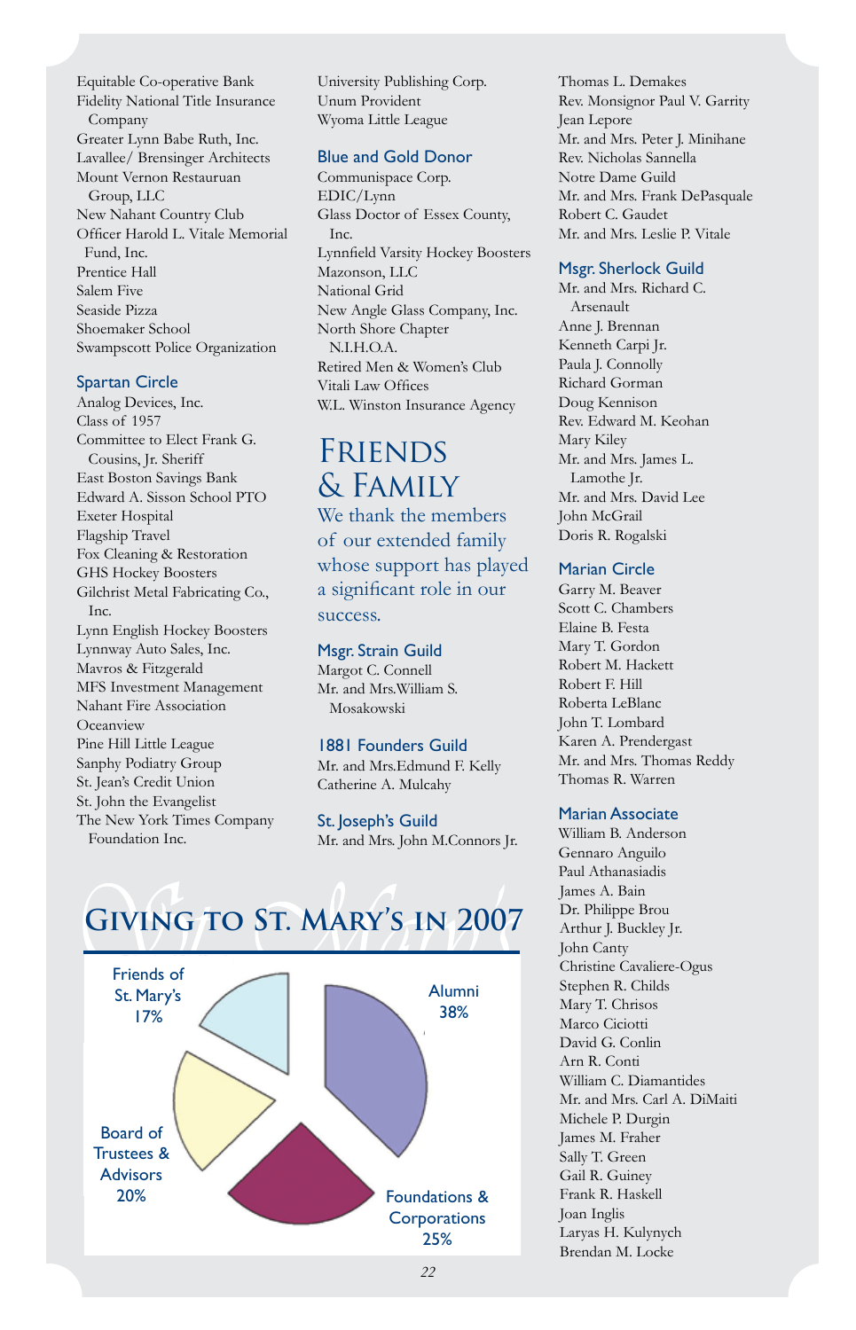Equitable Co-operative Bank
Fidelity National Title Insurance Company
Greater Lynn Babe Ruth, Inc.
Lavallee/ Brensinger Architects
Mount Vernon Restauruan Group, LLC
New Nahant Country Club
Officer Harold L. Vitale Memorial Fund, Inc.
Prentice Hall
Salem Five
Seaside Pizza
Shoemaker School
Swampscott Police Organization

### Spartan Circle

Analog Devices, Inc.
Class of 1957
Committee to Elect Frank G. Cousins, Jr. Sheriff
East Boston Savings Bank
Edward A. Sisson School PTO
Exeter Hospital
Flagship Travel
Fox Cleaning & Restoration
GHS Hockey Boosters
Gilchrist Metal Fabricating Co., Inc.
Lynn English Hockey Boosters
Lynnway Auto Sales, Inc.
Mavros & Fitzgerald
MFS Investment Management
Nahant Fire Association
Oceanview
Pine Hill Little League
Sanphy Podiatry Group
St. Jean's Credit Union
St. John the Evangelist
The New York Times Company Foundation Inc.

University Publishing Corp.
Unum Provident
Wyoma Little League

### Blue and Gold Donor

Communispace Corp.
EDIC/Lynn
Glass Doctor of Essex County, Inc.
Lynnfield Varsity Hockey Boosters
Mazonson, LLC
National Grid
New Angle Glass Company, Inc.
North Shore Chapter N.I.H.O.A.
Retired Men & Women's Club
Vitali Law Offices
W.L. Winston Insurance Agency

# Friends & Family

We thank the members of our extended family whose support has played a significant role in our success.

### Msgr. Strain Guild

Margot C. Connell
Mr. and Mrs.William S. Mosakowski

### 1881 Founders Guild

Mr. and Mrs.Edmund F. Kelly
Catherine A. Mulcahy

### St. Joseph's Guild

Mr. and Mrs. John M.Connors Jr.

Thomas L. Demakes
Rev. Monsignor Paul V. Garrity
Jean Lepore
Mr. and Mrs. Peter J. Minihane
Rev. Nicholas Sannella
Notre Dame Guild
Mr. and Mrs. Frank DePasquale
Robert C. Gaudet
Mr. and Mrs. Leslie P. Vitale

### Msgr. Sherlock Guild

Mr. and Mrs. Richard C. Arsenault
Anne J. Brennan
Kenneth Carpi Jr.
Paula J. Connolly
Richard Gorman
Doug Kennison
Rev. Edward M. Keohan
Mary Kiley
Mr. and Mrs. James L. Lamothe Jr.
Mr. and Mrs. David Lee
John McGrail
Doris R. Rogalski

### Marian Circle

Garry M. Beaver
Scott C. Chambers
Elaine B. Festa
Mary T. Gordon
Robert M. Hackett
Robert F. Hill
Roberta LeBlanc
John T. Lombard
Karen A. Prendergast
Mr. and Mrs. Thomas Reddy
Thomas R. Warren

### Marian Associate

William B. Anderson
Gennaro Anguilo
Paul Athanasiadis
James A. Bain
Dr. Philippe Brou
Arthur J. Buckley Jr.
John Canty
Christine Cavaliere-Ogus
Stephen R. Childs
Mary T. Chrisos
Marco Ciciotti
David G. Conlin
Arn R. Conti
William C. Diamantides
Mr. and Mrs. Carl A. DiMaiti
Michele P. Durgin
James M. Fraher
Sally T. Green
Gail R. Guiney
Frank R. Haskell
Joan Inglis
Laryas H. Kulynych
Brendan M. Locke

## Giving to St. Mary's in 2007

| Source | Share |
|---|---|
| Alumni | 38% |
| Foundations & Corporations | 25% |
| Board of Trustees & Advisors | 20% |
| Friends of St. Mary's | 17% |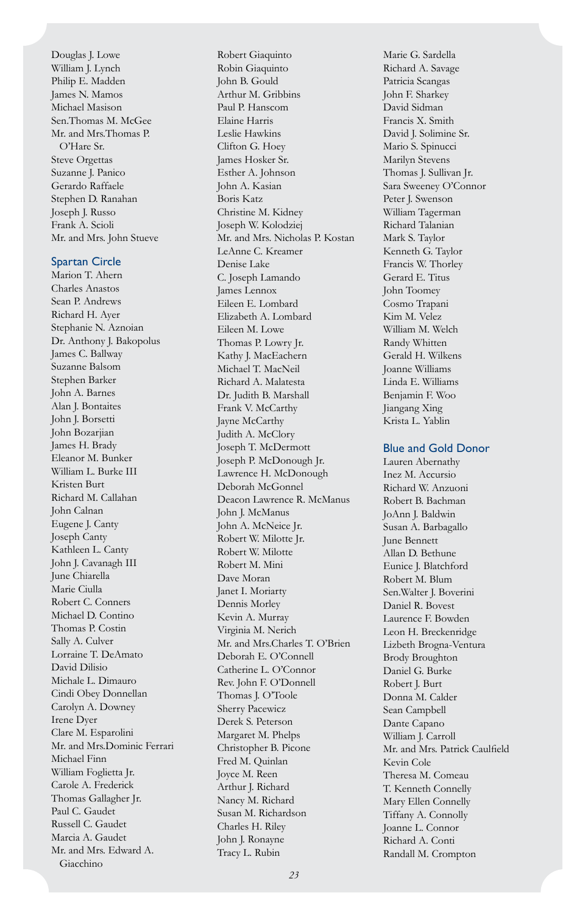Douglas J. Lowe
William J. Lynch
Philip E. Madden
James N. Mamos
Michael Masison
Sen.Thomas M. McGee
Mr. and Mrs.Thomas P. O'Hare Sr.
Steve Orgettas
Suzanne J. Panico
Gerardo Raffaele
Stephen D. Ranahan
Joseph J. Russo
Frank A. Scioli
Mr. and Mrs. John Stueve

## Spartan Circle

Marion T. Ahern
Charles Anastos
Sean P. Andrews
Richard H. Ayer
Stephanie N. Aznoian
Dr. Anthony J. Bakopolus
James C. Ballway
Suzanne Balsom
Stephen Barker
John A. Barnes
Alan J. Bontaites
John J. Borsetti
John Bozarjian
James H. Brady
Eleanor M. Bunker
William L. Burke III
Kristen Burt
Richard M. Callahan
John Calnan
Eugene J. Canty
Joseph Canty
Kathleen L. Canty
John J. Cavanagh III
June Chiarella
Marie Ciulla
Robert C. Conners
Michael D. Contino
Thomas P. Costin
Sally A. Culver
Lorraine T. DeAmato
David Dilisio
Michale L. Dimauro
Cindi Obey Donnellan
Carolyn A. Downey
Irene Dyer
Clare M. Esparolini
Mr. and Mrs.Dominic Ferrari
Michael Finn
William Foglietta Jr.
Carole A. Frederick
Thomas Gallagher Jr.
Paul C. Gaudet
Russell C. Gaudet
Marcia A. Gaudet
Mr. and Mrs. Edward A. Giacchino
Robert Giaquinto
Robin Giaquinto
John B. Gould
Arthur M. Gribbins
Paul P. Hanscom
Elaine Harris
Leslie Hawkins
Clifton G. Hoey
James Hosker Sr.
Esther A. Johnson
John A. Kasian
Boris Katz
Christine M. Kidney
Joseph W. Kolodziej
Mr. and Mrs. Nicholas P. Kostan
LeAnne C. Kreamer
Denise Lake
C. Joseph Lamando
James Lennox
Eileen E. Lombard
Elizabeth A. Lombard
Eileen M. Lowe
Thomas P. Lowry Jr.
Kathy J. MacEachern
Michael T. MacNeil
Richard A. Malatesta
Dr. Judith B. Marshall
Frank V. McCarthy
Jayne McCarthy
Judith A. McClory
Joseph T. McDermott
Joseph P. McDonough Jr.
Lawrence H. McDonough
Deborah McGonnel
Deacon Lawrence R. McManus
John J. McManus
John A. McNeice Jr.
Robert W. Milotte Jr.
Robert W. Milotte
Robert M. Mini
Dave Moran
Janet I. Moriarty
Dennis Morley
Kevin A. Murray
Virginia M. Nerich
Mr. and Mrs.Charles T. O'Brien
Deborah E. O'Connell
Catherine L. O'Connor
Rev. John F. O'Donnell
Thomas J. O'Toole
Sherry Pacewicz
Derek S. Peterson
Margaret M. Phelps
Christopher B. Picone
Fred M. Quinlan
Joyce M. Reen
Arthur J. Richard
Nancy M. Richard
Susan M. Richardson
Charles H. Riley
John J. Ronayne
Tracy L. Rubin
Marie G. Sardella
Richard A. Savage
Patricia Scangas
John F. Sharkey
David Sidman
Francis X. Smith
David J. Solimine Sr.
Mario S. Spinucci
Marilyn Stevens
Thomas J. Sullivan Jr.
Sara Sweeney O'Connor
Peter J. Swenson
William Tagerman
Richard Talanian
Mark S. Taylor
Kenneth G. Taylor
Francis W. Thorley
Gerard E. Titus
John Toomey
Cosmo Trapani
Kim M. Velez
William M. Welch
Randy Whitten
Gerald H. Wilkens
Joanne Williams
Linda E. Williams
Benjamin F. Woo
Jiangang Xing
Krista L. Yablin

## Blue and Gold Donor

Lauren Abernathy
Inez M. Accursio
Richard W. Anzuoni
Robert B. Bachman
JoAnn J. Baldwin
Susan A. Barbagallo
June Bennett
Allan D. Bethune
Eunice J. Blatchford
Robert M. Blum
Sen.Walter J. Boverini
Daniel R. Bovest
Laurence F. Bowden
Leon H. Breckenridge
Lizbeth Brogna-Ventura
Brody Broughton
Daniel G. Burke
Robert J. Burt
Donna M. Calder
Sean Campbell
Dante Capano
William J. Carroll
Mr. and Mrs. Patrick Caulfield
Kevin Cole
Theresa M. Comeau
T. Kenneth Connelly
Mary Ellen Connelly
Tiffany A. Connolly
Joanne L. Connor
Richard A. Conti
Randall M. Crompton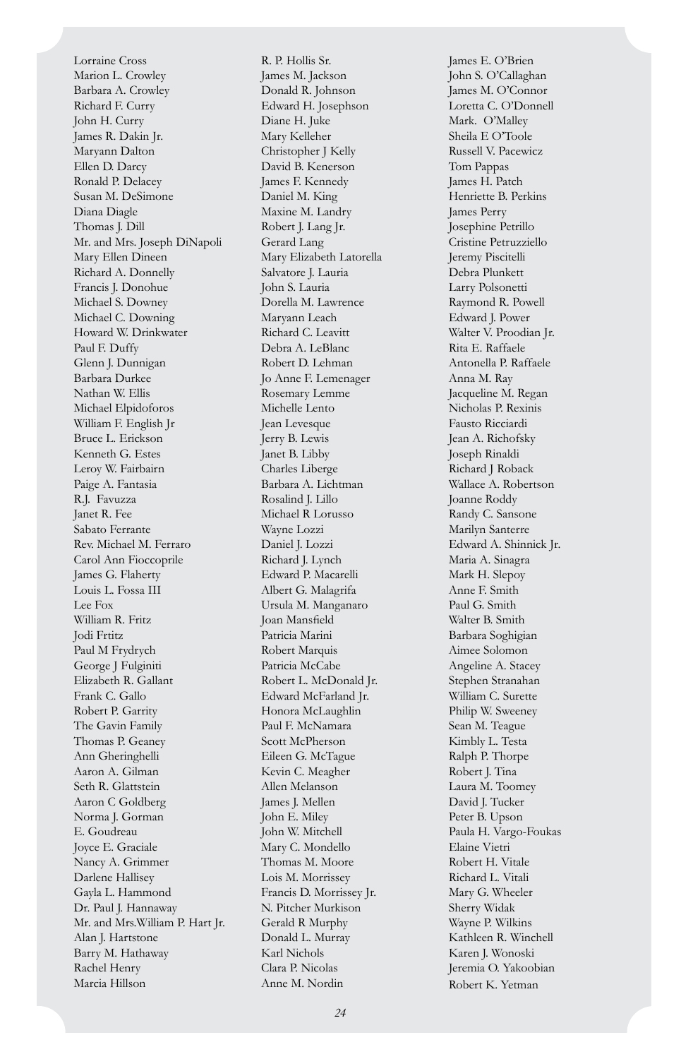Lorraine Cross
Marion L. Crowley
Barbara A. Crowley
Richard F. Curry
John H. Curry
James R. Dakin Jr.
Maryann Dalton
Ellen D. Darcy
Ronald P. Delacey
Susan M. DeSimone
Diana Diagle
Thomas J. Dill
Mr. and Mrs. Joseph DiNapoli
Mary Ellen Dineen
Richard A. Donnelly
Francis J. Donohue
Michael S. Downey
Michael C. Downing
Howard W. Drinkwater
Paul F. Duffy
Glenn J. Dunnigan
Barbara Durkee
Nathan W. Ellis
Michael Elpidoforos
William F. English Jr
Bruce L. Erickson
Kenneth G. Estes
Leroy W. Fairbairn
Paige A. Fantasia
R.J. Favuzza
Janet R. Fee
Sabato Ferrante
Rev. Michael M. Ferraro
Carol Ann Fioccoprile
James G. Flaherty
Louis L. Fossa III
Lee Fox
William R. Fritz
Jodi Frtitz
Paul M Frydrych
George J Fulginiti
Elizabeth R. Gallant
Frank C. Gallo
Robert P. Garrity
The Gavin Family
Thomas P. Geaney
Ann Gheringhelli
Aaron A. Gilman
Seth R. Glattstein
Aaron C Goldberg
Norma J. Gorman
E. Goudreau
Joyce E. Graciale
Nancy A. Grimmer
Darlene Hallisey
Gayla L. Hammond
Dr. Paul J. Hannaway
Mr. and Mrs.William P. Hart Jr.
Alan J. Hartstone
Barry M. Hathaway
Rachel Henry
Marcia Hillson
R. P. Hollis Sr.
James M. Jackson
Donald R. Johnson
Edward H. Josephson
Diane H. Juke
Mary Kelleher
Christopher J Kelly
David B. Kenerson
James F. Kennedy
Daniel M. King
Maxine M. Landry
Robert J. Lang Jr.
Gerard Lang
Mary Elizabeth Latorella
Salvatore J. Lauria
John S. Lauria
Dorella M. Lawrence
Maryann Leach
Richard C. Leavitt
Debra A. LeBlanc
Robert D. Lehman
Jo Anne F. Lemenager
Rosemary Lemme
Michelle Lento
Jean Levesque
Jerry B. Lewis
Janet B. Libby
Charles Liberge
Barbara A. Lichtman
Rosalind J. Lillo
Michael R Lorusso
Wayne Lozzi
Daniel J. Lozzi
Richard J. Lynch
Edward P. Macarelli
Albert G. Malagrifa
Ursula M. Manganaro
Joan Mansfield
Patricia Marini
Robert Marquis
Patricia McCabe
Robert L. McDonald Jr.
Edward McFarland Jr.
Honora McLaughlin
Paul F. McNamara
Scott McPherson
Eileen G. McTague
Kevin C. Meagher
Allen Melanson
James J. Mellen
John E. Miley
John W. Mitchell
Mary C. Mondello
Thomas M. Moore
Lois M. Morrissey
Francis D. Morrissey Jr.
N. Pitcher Murkison
Gerald R Murphy
Donald L. Murray
Karl Nichols
Clara P. Nicolas
Anne M. Nordin
James E. O'Brien
John S. O'Callaghan
James M. O'Connor
Loretta C. O'Donnell
Mark. O'Malley
Sheila E O'Toole
Russell V. Pacewicz
Tom Pappas
James H. Patch
Henriette B. Perkins
James Perry
Josephine Petrillo
Cristine Petruzziello
Jeremy Piscitelli
Debra Plunkett
Larry Polsonetti
Raymond R. Powell
Edward J. Power
Walter V. Proodian Jr.
Rita E. Raffaele
Antonella P. Raffaele
Anna M. Ray
Jacqueline M. Regan
Nicholas P. Rexinis
Fausto Ricciardi
Jean A. Richofsky
Joseph Rinaldi
Richard J Roback
Wallace A. Robertson
Joanne Roddy
Randy C. Sansone
Marilyn Santerre
Edward A. Shinnick Jr.
Maria A. Sinagra
Mark H. Slepoy
Anne F. Smith
Paul G. Smith
Walter B. Smith
Barbara Soghigian
Aimee Solomon
Angeline A. Stacey
Stephen Stranahan
William C. Surette
Philip W. Sweeney
Sean M. Teague
Kimbly L. Testa
Ralph P. Thorpe
Robert J. Tina
Laura M. Toomey
David J. Tucker
Peter B. Upson
Paula H. Vargo-Foukas
Elaine Vietri
Robert H. Vitale
Richard L. Vitali
Mary G. Wheeler
Sherry Widak
Wayne P. Wilkins
Kathleen R. Winchell
Karen J. Wonoski
Jeremia O. Yakoobian
Robert K. Yetman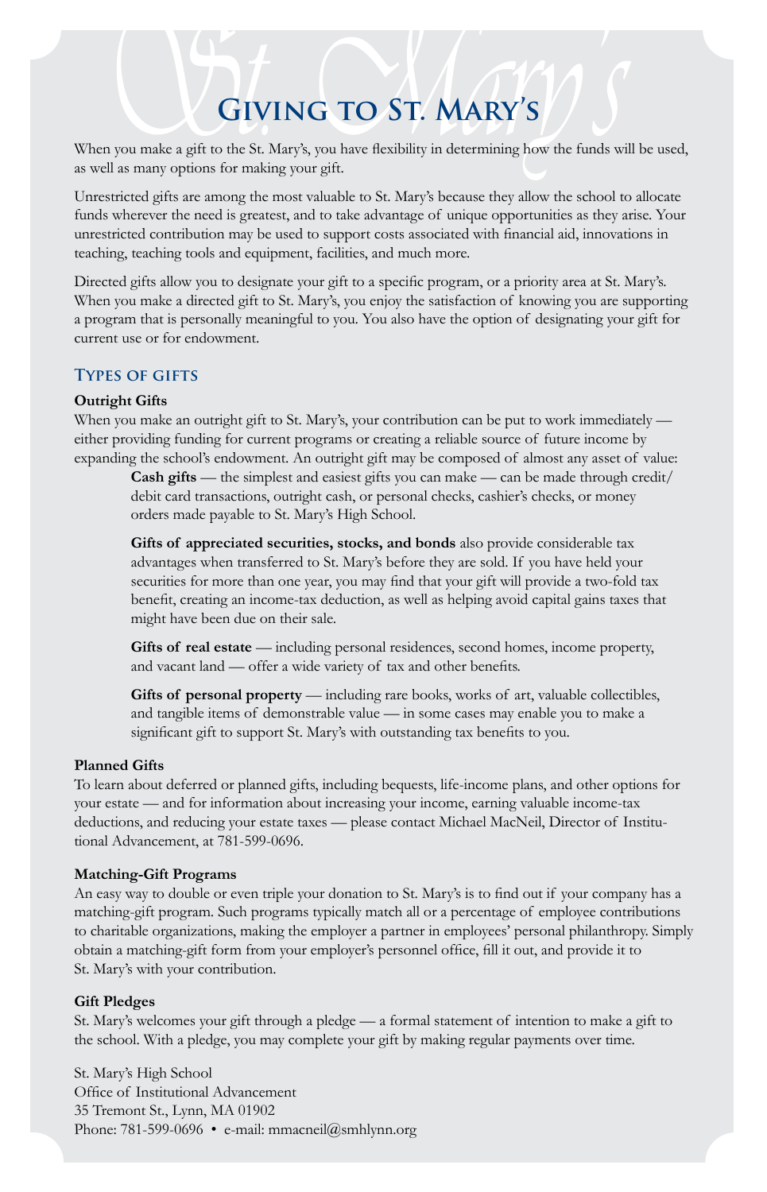# Giving to St. Mary's

When you make a gift to the St. Mary's, you have flexibility in determining how the funds will be used, as well as many options for making your gift.

Unrestricted gifts are among the most valuable to St. Mary's because they allow the school to allocate funds wherever the need is greatest, and to take advantage of unique opportunities as they arise. Your unrestricted contribution may be used to support costs associated with financial aid, innovations in teaching, teaching tools and equipment, facilities, and much more.

Directed gifts allow you to designate your gift to a specific program, or a priority area at St. Mary's. When you make a directed gift to St. Mary's, you enjoy the satisfaction of knowing you are supporting a program that is personally meaningful to you. You also have the option of designating your gift for current use or for endowment.

## Types of Gifts

### Outright Gifts

When you make an outright gift to St. Mary's, your contribution can be put to work immediately — either providing funding for current programs or creating a reliable source of future income by expanding the school's endowment. An outright gift may be composed of almost any asset of value:

**Cash gifts** — the simplest and easiest gifts you can make — can be made through credit/debit card transactions, outright cash, or personal checks, cashier's checks, or money orders made payable to St. Mary's High School.

**Gifts of appreciated securities, stocks, and bonds** also provide considerable tax advantages when transferred to St. Mary's before they are sold. If you have held your securities for more than one year, you may find that your gift will provide a two-fold tax benefit, creating an income-tax deduction, as well as helping avoid capital gains taxes that might have been due on their sale.

**Gifts of real estate** — including personal residences, second homes, income property, and vacant land — offer a wide variety of tax and other benefits.

**Gifts of personal property** — including rare books, works of art, valuable collectibles, and tangible items of demonstrable value — in some cases may enable you to make a significant gift to support St. Mary's with outstanding tax benefits to you.

### Planned Gifts

To learn about deferred or planned gifts, including bequests, life-income plans, and other options for your estate — and for information about increasing your income, earning valuable income-tax deductions, and reducing your estate taxes — please contact Michael MacNeil, Director of Institutional Advancement, at 781-599-0696.

### Matching-Gift Programs

An easy way to double or even triple your donation to St. Mary's is to find out if your company has a matching-gift program. Such programs typically match all or a percentage of employee contributions to charitable organizations, making the employer a partner in employees' personal philanthropy. Simply obtain a matching-gift form from your employer's personnel office, fill it out, and provide it to St. Mary's with your contribution.

### Gift Pledges

St. Mary's welcomes your gift through a pledge — a formal statement of intention to make a gift to the school. With a pledge, you may complete your gift by making regular payments over time.

St. Mary's High School
Office of Institutional Advancement
35 Tremont St., Lynn, MA 01902
Phone: 781-599-0696 • e-mail: mmacneil@smhlynn.org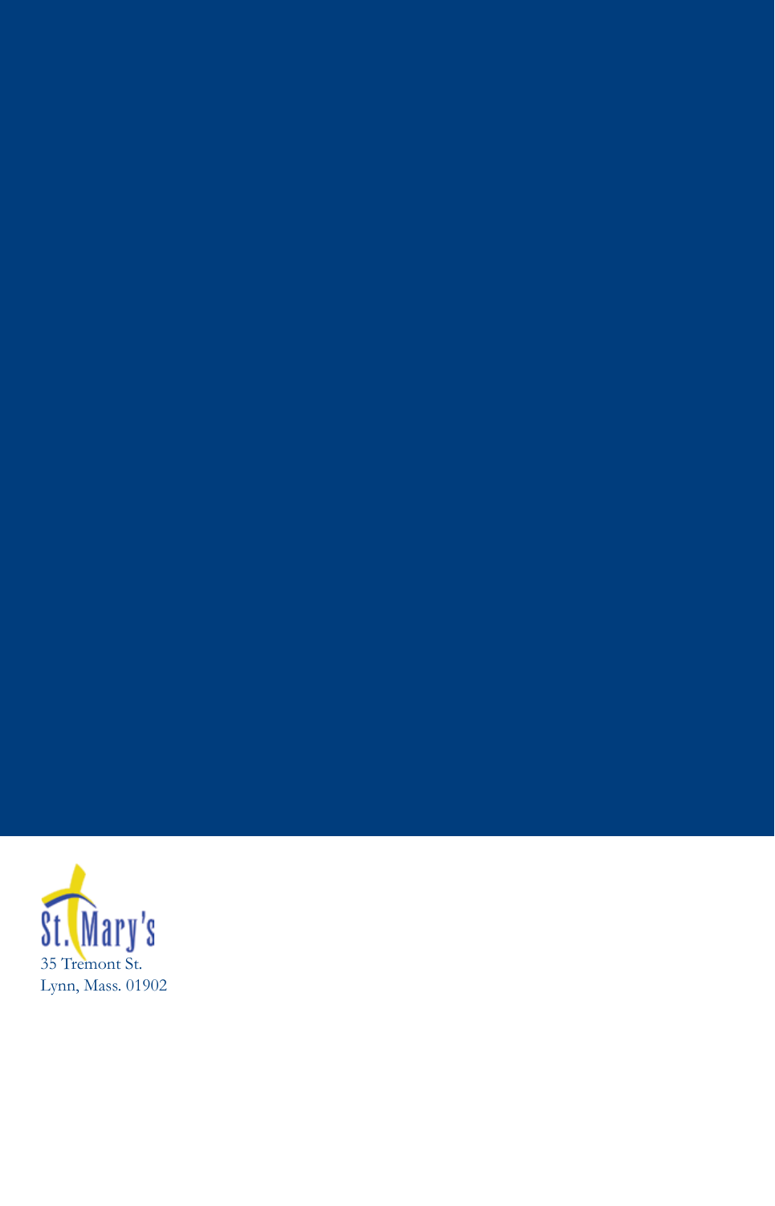St. Mary's

35 Tremont St.
Lynn, Mass. 01902